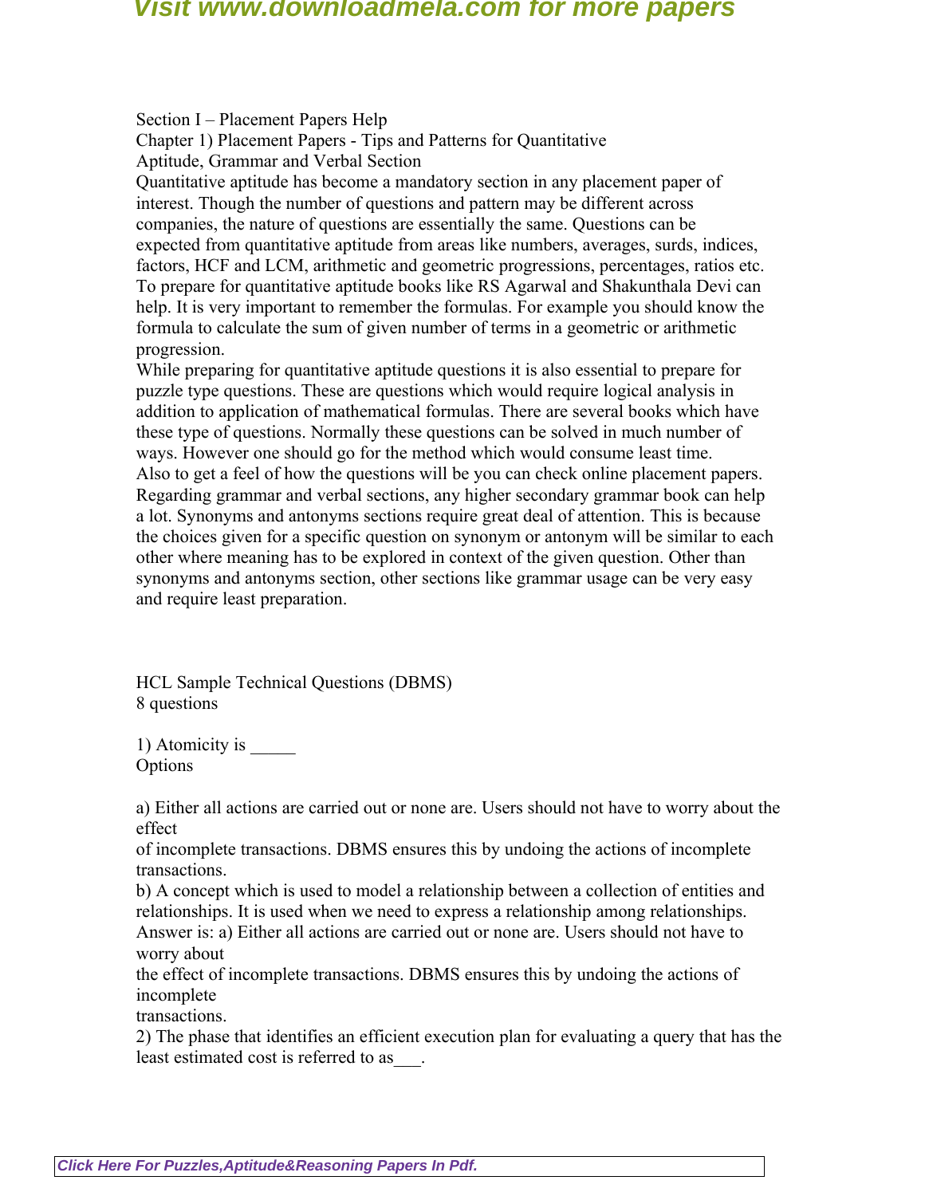Section I – Placement Papers Help

Chapter 1) Placement Papers - Tips and Patterns for Quantitative Aptitude, Grammar and Verbal Section

Quantitative aptitude has become a mandatory section in any placement paper of interest. Though the number of questions and pattern may be different across companies, the nature of questions are essentially the same. Questions can be expected from quantitative aptitude from areas like numbers, averages, surds, indices, factors, HCF and LCM, arithmetic and geometric progressions, percentages, ratios etc. To prepare for quantitative aptitude books like RS Agarwal and Shakunthala Devi can help. It is very important to remember the formulas. For example you should know the formula to calculate the sum of given number of terms in a geometric or arithmetic progression.

While preparing for quantitative aptitude questions it is also essential to prepare for puzzle type questions. These are questions which would require logical analysis in addition to application of mathematical formulas. There are several books which have these type of questions. Normally these questions can be solved in much number of ways. However one should go for the method which would consume least time.

Also to get a feel of how the questions will be you can check online placement papers. Regarding grammar and verbal sections, any higher secondary grammar book can help a lot. Synonyms and antonyms sections require great deal of attention. This is because the choices given for a specific question on synonym or antonym will be similar to each other where meaning has to be explored in context of the given question. Other than synonyms and antonyms section, other sections like grammar usage can be very easy and require least preparation.

HCL Sample Technical Questions (DBMS)

8 questions

1) Atomicity is _____

Options

a) Either all actions are carried out or none are. Users should not have to worry about the effect of incomplete transactions. DBMS ensures this by undoing the actions of incomplete transactions.

b) A concept which is used to model a relationship between a collection of entities and relationships. It is used when we need to express a relationship among relationships.

Answer is: a) Either all actions are carried out or none are. Users should not have to worry about the effect of incomplete transactions. DBMS ensures this by undoing the actions of incomplete transactions.

2) The phase that identifies an efficient execution plan for evaluating a query that has the least estimated cost is referred to as___.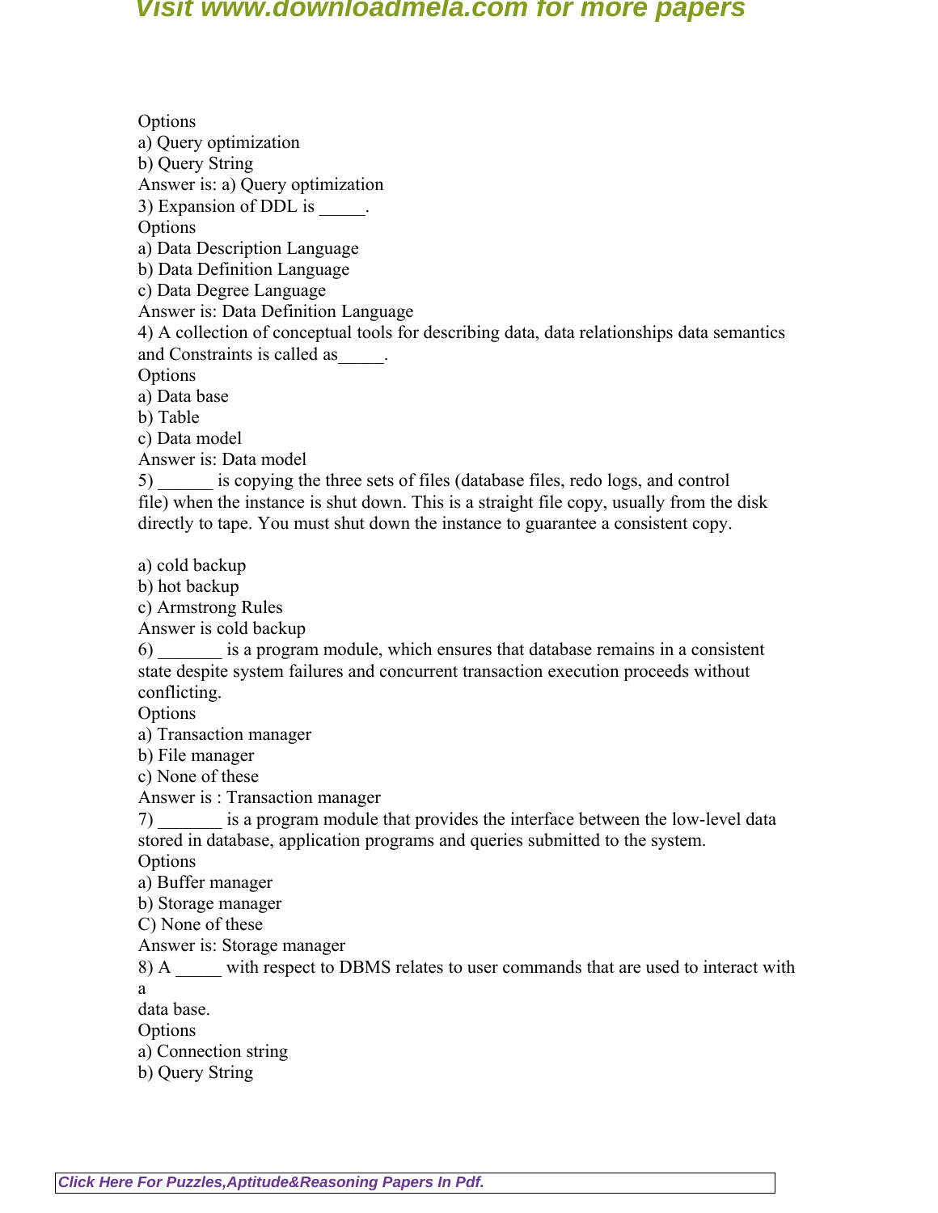Options
a) Query optimization
b) Query String
Answer is: a) Query optimization
3) Expansion of DDL is _____.
Options
a) Data Description Language
b) Data Definition Language
c) Data Degree Language
Answer is: Data Definition Language
4) A collection of conceptual tools for describing data, data relationships data semantics and Constraints is called as_____.
Options
a) Data base
b) Table
c) Data model
Answer is: Data model
5) ______ is copying the three sets of files (database files, redo logs, and control file) when the instance is shut down. This is a straight file copy, usually from the disk directly to tape. You must shut down the instance to guarantee a consistent copy.

a) cold backup
b) hot backup
c) Armstrong Rules
Answer is cold backup
6) _______ is a program module, which ensures that database remains in a consistent state despite system failures and concurrent transaction execution proceeds without conflicting.
Options
a) Transaction manager
b) File manager
c) None of these
Answer is : Transaction manager
7) _______ is a program module that provides the interface between the low-level data stored in database, application programs and queries submitted to the system.
Options
a) Buffer manager
b) Storage manager
C) None of these
Answer is: Storage manager
8) A _____ with respect to DBMS relates to user commands that are used to interact with a
data base.
Options
a) Connection string
b) Query String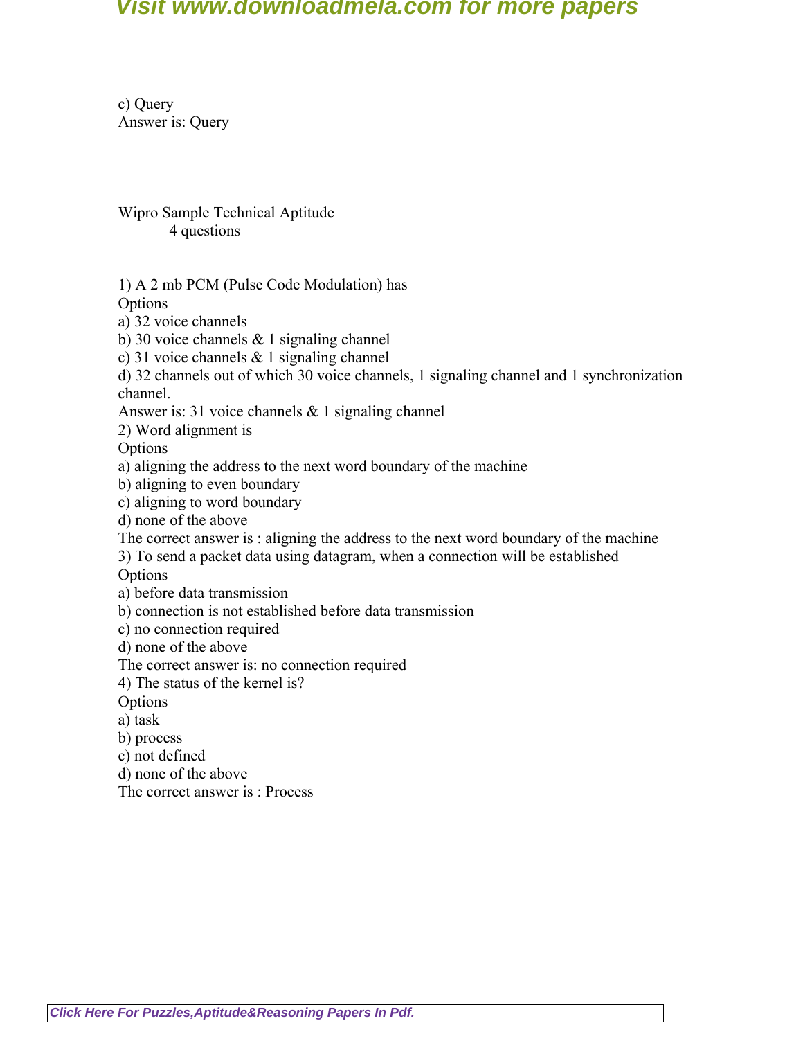c) Query
Answer is: Query

Wipro Sample Technical Aptitude
4 questions

1) A 2 mb PCM (Pulse Code Modulation) has
Options
a) 32 voice channels
b) 30 voice channels & 1 signaling channel
c) 31 voice channels & 1 signaling channel
d) 32 channels out of which 30 voice channels, 1 signaling channel and 1 synchronization channel.
Answer is: 31 voice channels & 1 signaling channel

2) Word alignment is
Options
a) aligning the address to the next word boundary of the machine
b) aligning to even boundary
c) aligning to word boundary
d) none of the above
The correct answer is : aligning the address to the next word boundary of the machine

3) To send a packet data using datagram, when a connection will be established
Options
a) before data transmission
b) connection is not established before data transmission
c) no connection required
d) none of the above
The correct answer is: no connection required

4) The status of the kernel is?
Options
a) task
b) process
c) not defined
d) none of the above
The correct answer is : Process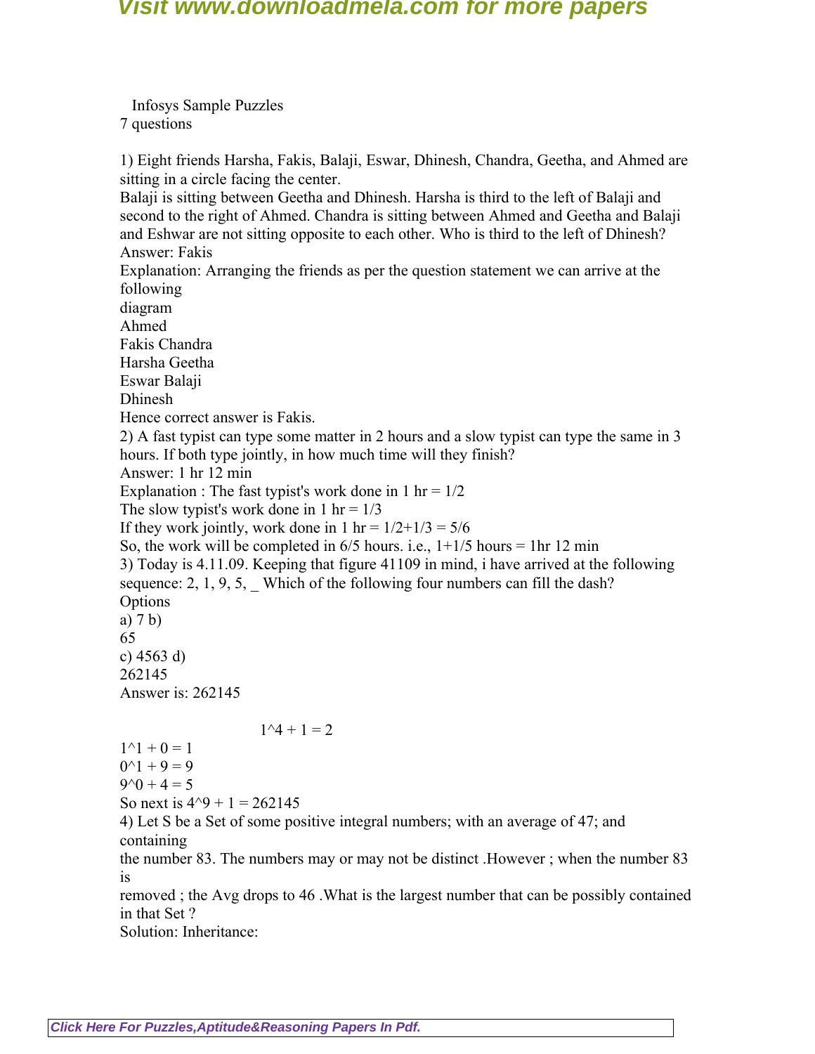Infosys Sample Puzzles
7 questions

1) Eight friends Harsha, Fakis, Balaji, Eswar, Dhinesh, Chandra, Geetha, and Ahmed are sitting in a circle facing the center.
Balaji is sitting between Geetha and Dhinesh. Harsha is third to the left of Balaji and second to the right of Ahmed. Chandra is sitting between Ahmed and Geetha and Balaji and Eshwar are not sitting opposite to each other. Who is third to the left of Dhinesh?
Answer: Fakis
Explanation: Arranging the friends as per the question statement we can arrive at the following
diagram
Ahmed
Fakis Chandra
Harsha Geetha
Eswar Balaji
Dhinesh
Hence correct answer is Fakis.
2) A fast typist can type some matter in 2 hours and a slow typist can type the same in 3 hours. If both type jointly, in how much time will they finish?
Answer: 1 hr 12 min
Explanation : The fast typist's work done in 1 hr = 1/2
The slow typist's work done in 1 hr = 1/3
If they work jointly, work done in 1 hr = 1/2+1/3 = 5/6
So, the work will be completed in 6/5 hours. i.e., 1+1/5 hours = 1hr 12 min
3) Today is 4.11.09. Keeping that figure 41109 in mind, i have arrived at the following sequence: 2, 1, 9, 5, _ Which of the following four numbers can fill the dash?
Options
a) 7 b)
65
c) 4563 d)
262145
Answer is: 262145

$1^4 + 1 = 2$
$1^1 + 0 = 1$
$0^1 + 9 = 9$
$9^0 + 4 = 5$
So next is $4^9 + 1 = 262145$
4) Let S be a Set of some positive integral numbers; with an average of 47; and containing
the number 83. The numbers may or may not be distinct .However ; when the number 83 is
removed ; the Avg drops to 46 .What is the largest number that can be possibly contained in that Set ?
Solution: Inheritance: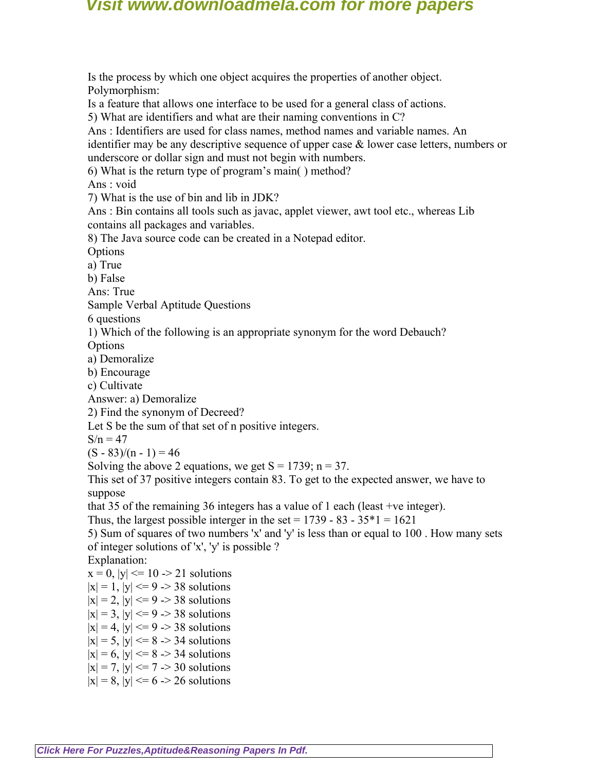Is the process by which one object acquires the properties of another object.
Polymorphism:
Is a feature that allows one interface to be used for a general class of actions.
5) What are identifiers and what are their naming conventions in C?
Ans : Identifiers are used for class names, method names and variable names. An identifier may be any descriptive sequence of upper case & lower case letters, numbers or underscore or dollar sign and must not begin with numbers.
6) What is the return type of program's main( ) method?
Ans : void
7) What is the use of bin and lib in JDK?
Ans : Bin contains all tools such as javac, applet viewer, awt tool etc., whereas Lib contains all packages and variables.
8) The Java source code can be created in a Notepad editor.
Options
a) True
b) False
Ans: True
Sample Verbal Aptitude Questions
6 questions
1) Which of the following is an appropriate synonym for the word Debauch?
Options
a) Demoralize
b) Encourage
c) Cultivate
Answer: a) Demoralize
2) Find the synonym of Decreed?
Let S be the sum of that set of n positive integers.
$S/n = 47$
$(S - 83)/(n - 1) = 46$
Solving the above 2 equations, we get $S = 1739$; $n = 37$.
This set of 37 positive integers contain 83. To get to the expected answer, we have to suppose
that 35 of the remaining 36 integers has a value of 1 each (least +ve integer).
Thus, the largest possible interger in the set = $1739 - 83 - 35*1 = 1621$
5) Sum of squares of two numbers 'x' and 'y' is less than or equal to 100 . How many sets of integer solutions of 'x', 'y' is possible ?
Explanation:
$x = 0$, $|y| <= 10$ -> 21 solutions
$|x| = 1$, $|y| <= 9$ -> 38 solutions
$|x| = 2$, $|y| <= 9$ -> 38 solutions
$|x| = 3$, $|y| <= 9$ -> 38 solutions
$|x| = 4$, $|y| <= 9$ -> 38 solutions
$|x| = 5$, $|y| <= 8$ -> 34 solutions
$|x| = 6$, $|y| <= 8$ -> 34 solutions
$|x| = 7$, $|y| <= 7$ -> 30 solutions
$|x| = 8$, $|y| <= 6$ -> 26 solutions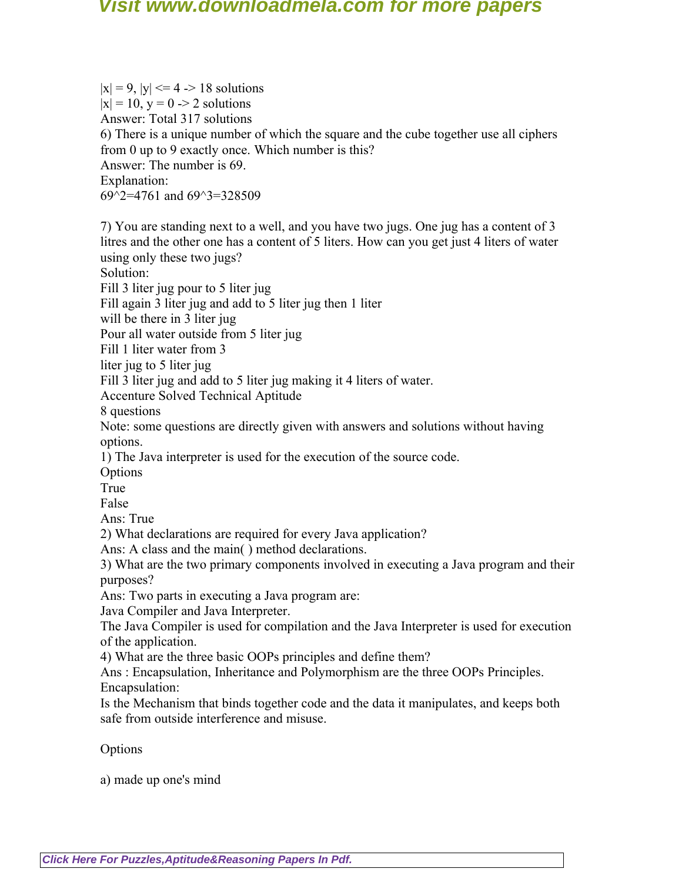$|x| = 9$, $|y| <= 4$ -> 18 solutions
$|x| = 10$, $y = 0$ -> 2 solutions
Answer: Total 317 solutions

6) There is a unique number of which the square and the cube together use all ciphers from 0 up to 9 exactly once. Which number is this?
Answer: The number is 69.
Explanation:
$69^2=4761$ and $69^3=328509$

7) You are standing next to a well, and you have two jugs. One jug has a content of 3 litres and the other one has a content of 5 liters. How can you get just 4 liters of water using only these two jugs?
Solution:
Fill 3 liter jug pour to 5 liter jug
Fill again 3 liter jug and add to 5 liter jug then 1 liter will be there in 3 liter jug
Pour all water outside from 5 liter jug
Fill 1 liter water from 3 liter jug to 5 liter jug
Fill 3 liter jug and add to 5 liter jug making it 4 liters of water.

Accenture Solved Technical Aptitude
8 questions
Note: some questions are directly given with answers and solutions without having options.

1) The Java interpreter is used for the execution of the source code.
Options
True
False
Ans: True

2) What declarations are required for every Java application?
Ans: A class and the main( ) method declarations.

3) What are the two primary components involved in executing a Java program and their purposes?
Ans: Two parts in executing a Java program are:
Java Compiler and Java Interpreter.
The Java Compiler is used for compilation and the Java Interpreter is used for execution of the application.

4) What are the three basic OOPs principles and define them?
Ans : Encapsulation, Inheritance and Polymorphism are the three OOPs Principles.
Encapsulation:
Is the Mechanism that binds together code and the data it manipulates, and keeps both safe from outside interference and misuse.

Options

a) made up one's mind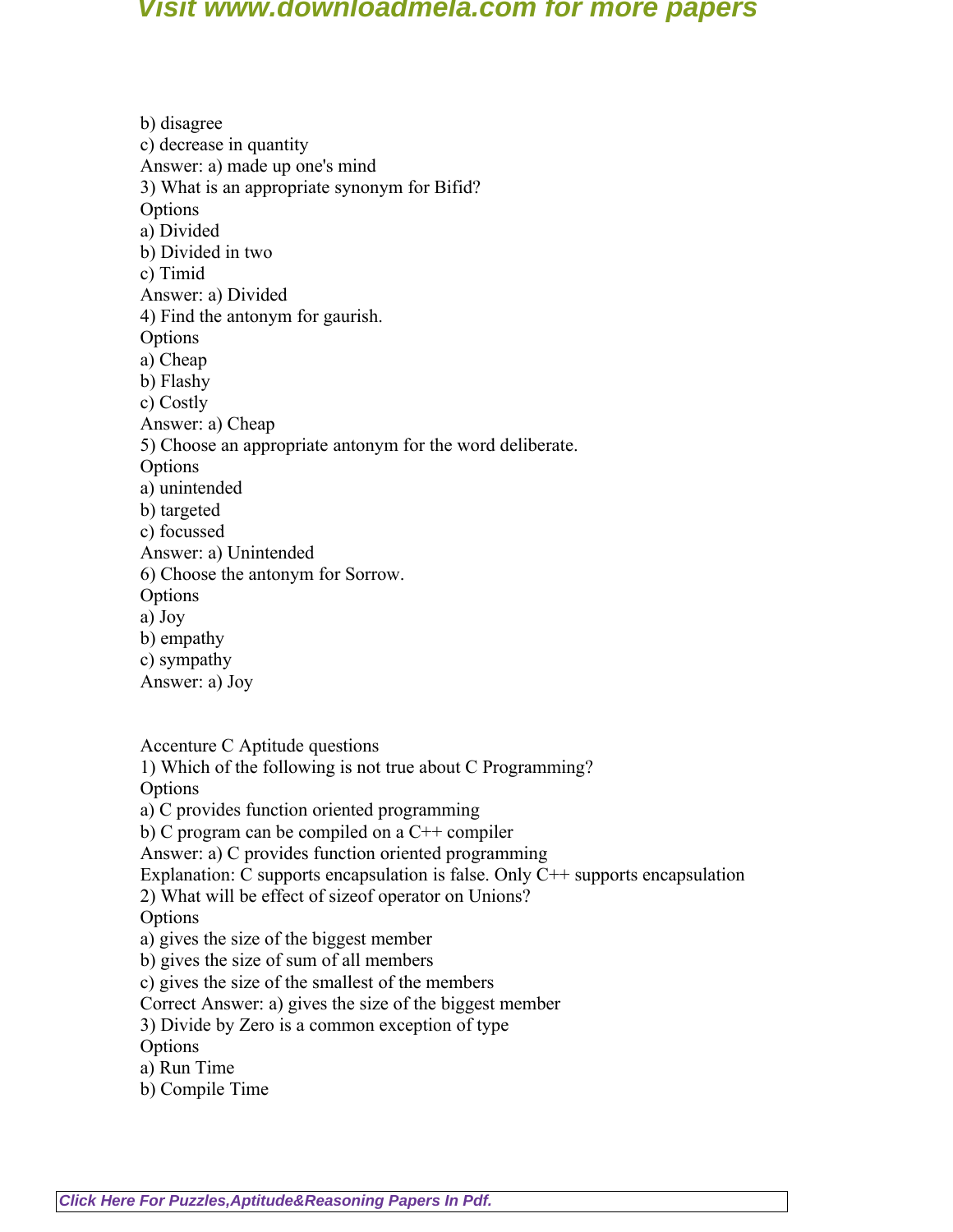b) disagree
c) decrease in quantity
Answer: a) made up one's mind
3) What is an appropriate synonym for Bifid?
Options
a) Divided
b) Divided in two
c) Timid
Answer: a) Divided
4) Find the antonym for gaurish.
Options
a) Cheap
b) Flashy
c) Costly
Answer: a) Cheap
5) Choose an appropriate antonym for the word deliberate.
Options
a) unintended
b) targeted
c) focussed
Answer: a) Unintended
6) Choose the antonym for Sorrow.
Options
a) Joy
b) empathy
c) sympathy
Answer: a) Joy

Accenture C Aptitude questions
1) Which of the following is not true about C Programming?
Options
a) C provides function oriented programming
b) C program can be compiled on a C++ compiler
Answer: a) C provides function oriented programming
Explanation: C supports encapsulation is false. Only C++ supports encapsulation
2) What will be effect of sizeof operator on Unions?
Options
a) gives the size of the biggest member
b) gives the size of sum of all members
c) gives the size of the smallest of the members
Correct Answer: a) gives the size of the biggest member
3) Divide by Zero is a common exception of type
Options
a) Run Time
b) Compile Time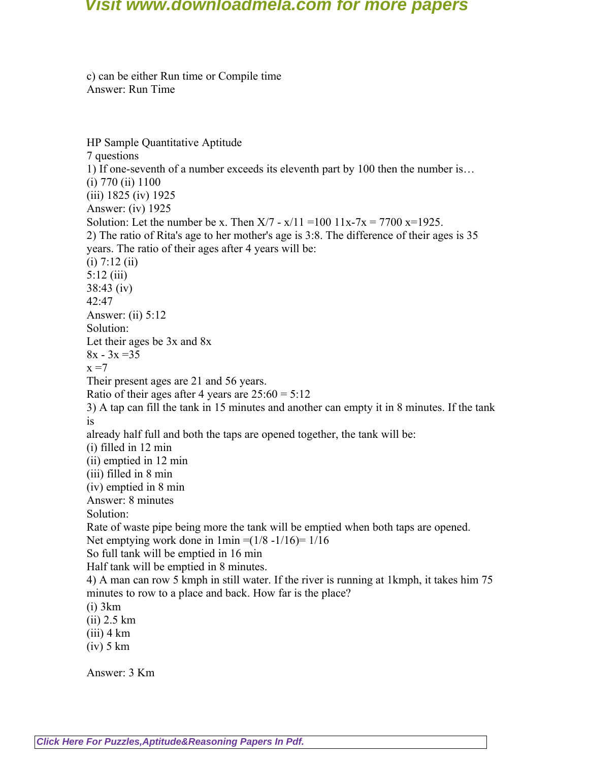c) can be either Run time or Compile time
Answer: Run Time

HP Sample Quantitative Aptitude
7 questions

1) If one-seventh of a number exceeds its eleventh part by 100 then the number is…
(i) 770 (ii) 1100
(iii) 1825 (iv) 1925
Answer: (iv) 1925
Solution: Let the number be x. Then $X/7 - x/11 = 100$ $11x-7x = 7700$ $x=1925$.

2) The ratio of Rita's age to her mother's age is 3:8. The difference of their ages is 35 years. The ratio of their ages after 4 years will be:
(i) 7:12 (ii)
5:12 (iii)
38:43 (iv)
42:47
Answer: (ii) 5:12
Solution:
Let their ages be 3x and 8x
$8x - 3x = 35$
$x = 7$
Their present ages are 21 and 56 years.
Ratio of their ages after 4 years are 25:60 = 5:12

3) A tap can fill the tank in 15 minutes and another can empty it in 8 minutes. If the tank is
already half full and both the taps are opened together, the tank will be:
(i) filled in 12 min
(ii) emptied in 12 min
(iii) filled in 8 min
(iv) emptied in 8 min
Answer: 8 minutes
Solution:
Rate of waste pipe being more the tank will be emptied when both taps are opened.
Net emptying work done in 1min $=(1/8 - 1/16) = 1/16$
So full tank will be emptied in 16 min
Half tank will be emptied in 8 minutes.

4) A man can row 5 kmph in still water. If the river is running at 1kmph, it takes him 75 minutes to row to a place and back. How far is the place?
(i) 3km
(ii) 2.5 km
(iii) 4 km
(iv) 5 km

Answer: 3 Km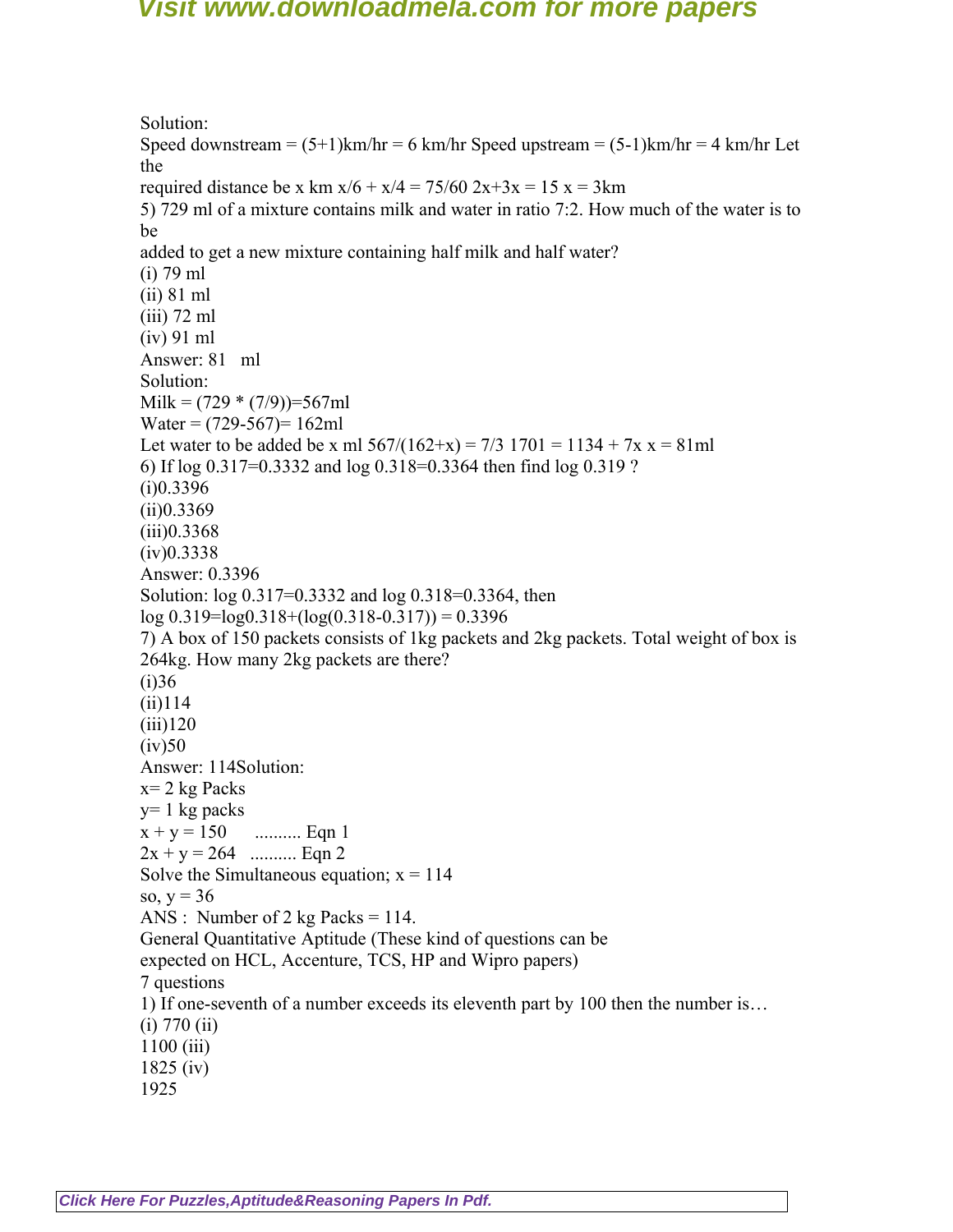Solution:

Speed downstream = (5+1)km/hr = 6 km/hr Speed upstream = (5-1)km/hr = 4 km/hr Let the
required distance be x km $x/6 + x/4 = 75/60$ $2x+3x = 15$ $x = 3$km

5) 729 ml of a mixture contains milk and water in ratio 7:2. How much of the water is to be
added to get a new mixture containing half milk and half water?

(i) 79 ml
(ii) 81 ml
(iii) 72 ml
(iv) 91 ml

Answer: 81 ml

Solution:

Milk = $(729 * (7/9))=567$ml

Water = $(729-567)= 162$ml

Let water to be added be x ml $567/(162+x) = 7/3$ $1701 = 1134 + 7x$ $x = 81$ml

6) If log 0.317=0.3332 and log 0.318=0.3364 then find log 0.319 ?

(i)0.3396
(ii)0.3369
(iii)0.3368
(iv)0.3338

Answer: 0.3396

Solution: log 0.317=0.3332 and log 0.318=0.3364, then
log 0.319=log0.318+(log(0.318-0.317)) = 0.3396

7) A box of 150 packets consists of 1kg packets and 2kg packets. Total weight of box is 264kg. How many 2kg packets are there?

(i)36
(ii)114
(iii)120
(iv)50

Answer: 114Solution:

x= 2 kg Packs

y= 1 kg packs

$x + y = 150$ .......... Eqn 1

$2x + y = 264$ .......... Eqn 2

Solve the Simultaneous equation; $x = 114$

so, $y = 36$

ANS : Number of 2 kg Packs = 114.

General Quantitative Aptitude (These kind of questions can be
expected on HCL, Accenture, TCS, HP and Wipro papers)

7 questions

1) If one-seventh of a number exceeds its eleventh part by 100 then the number is…

(i) 770 (ii)
1100 (iii)
1825 (iv)
1925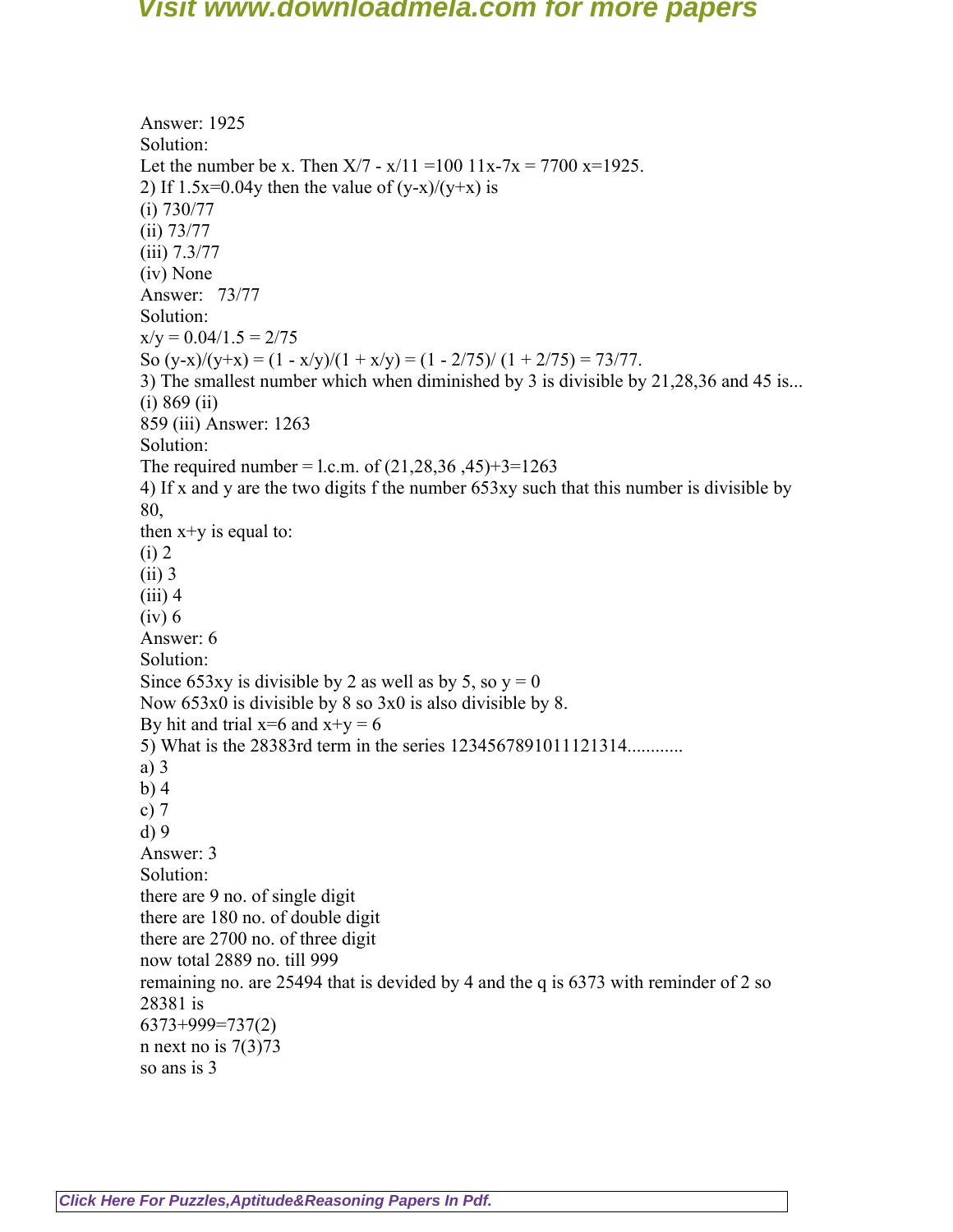Answer: 1925

Solution:

Let the number be x. Then $X/7 - x/11 = 100$ $11x-7x = 7700$ $x=1925$.

2) If $1.5x=0.04y$ then the value of $(y-x)/(y+x)$ is

(i) 730/77

(ii) 73/77

(iii) 7.3/77

(iv) None

Answer: 73/77

Solution:

$x/y = 0.04/1.5 = 2/75$

So $(y-x)/(y+x) = (1 - x/y)/(1 + x/y) = (1 - 2/75)/ (1 + 2/75) = 73/77$.

3) The smallest number which when diminished by 3 is divisible by 21,28,36 and 45 is...

(i) 869 (ii)

859 (iii) Answer: 1263

Solution:

The required number = l.c.m. of (21,28,36 ,45)+3=1263

4) If x and y are the two digits f the number 653xy such that this number is divisible by 80,

then x+y is equal to:

(i) 2

(ii) 3

(iii) 4

(iv) 6

Answer: 6

Solution:

Since 653xy is divisible by 2 as well as by 5, so y = 0

Now 653x0 is divisible by 8 so 3x0 is also divisible by 8.

By hit and trial x=6 and x+y = 6

5) What is the 28383rd term in the series 1234567891011121314............

a) 3

b) 4

c) 7

d) 9

Answer: 3

Solution:

there are 9 no. of single digit

there are 180 no. of double digit

there are 2700 no. of three digit

now total 2889 no. till 999

remaining no. are 25494 that is devided by 4 and the q is 6373 with reminder of 2 so 28381 is

6373+999=737(2)

n next no is 7(3)73

so ans is 3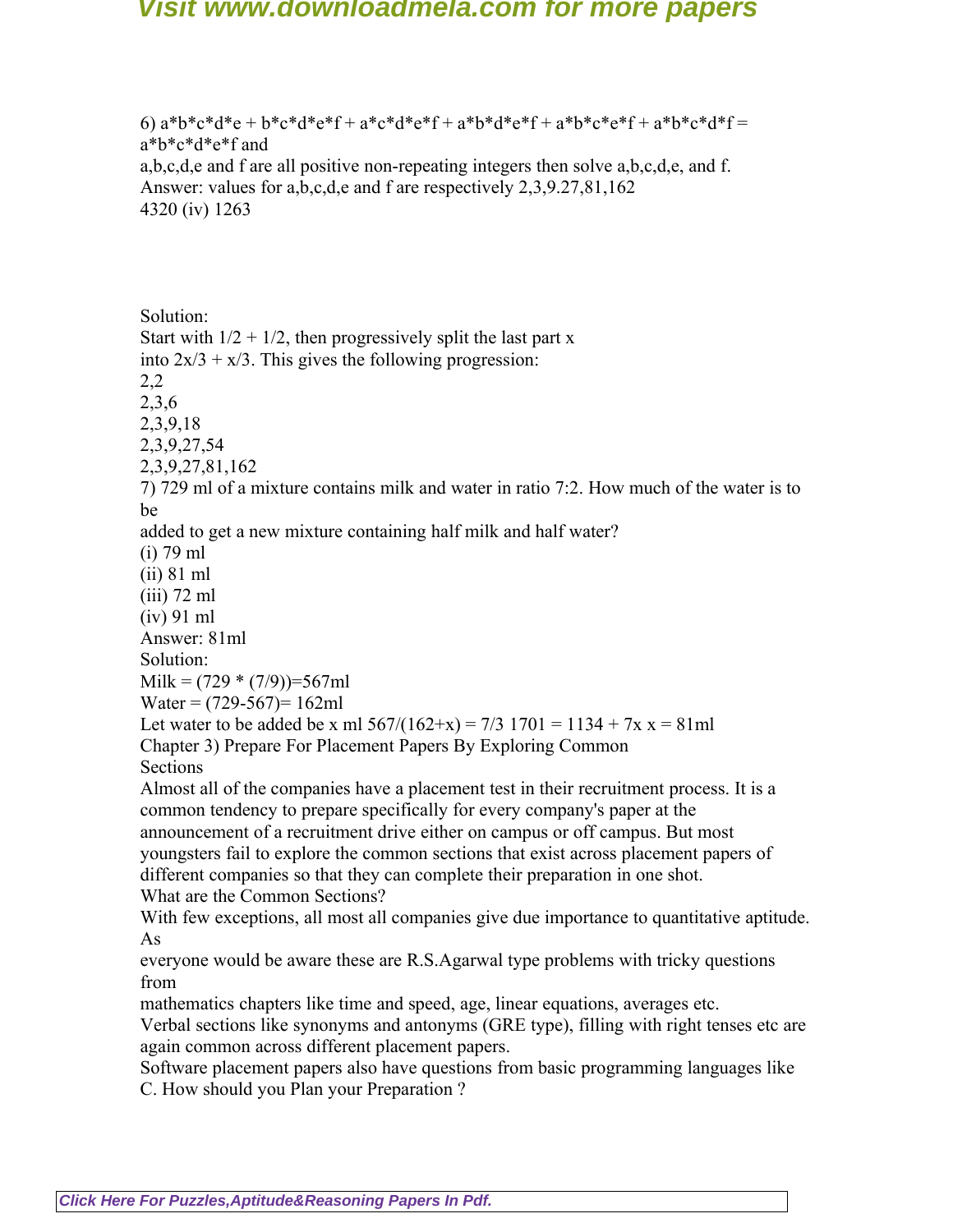6) a*b*c*d*e + b*c*d*e*f + a*c*d*e*f + a*b*d*e*f + a*b*c*e*f + a*b*c*d*f = a*b*c*d*e*f and
a,b,c,d,e and f are all positive non-repeating integers then solve a,b,c,d,e, and f.
Answer: values for a,b,c,d,e and f are respectively 2,3,9.27,81,162
4320 (iv) 1263

Solution:
Start with 1/2 + 1/2, then progressively split the last part x
into 2x/3 + x/3. This gives the following progression:
2,2
2,3,6
2,3,9,18
2,3,9,27,54
2,3,9,27,81,162

7) 729 ml of a mixture contains milk and water in ratio 7:2. How much of the water is to be
added to get a new mixture containing half milk and half water?
(i) 79 ml
(ii) 81 ml
(iii) 72 ml
(iv) 91 ml
Answer: 81ml
Solution:
Milk = (729 * (7/9))=567ml
Water = (729-567)= 162ml
Let water to be added be x ml 567/(162+x) = 7/3 1701 = 1134 + 7x x = 81ml

## Chapter 3) Prepare For Placement Papers By Exploring Common Sections

Almost all of the companies have a placement test in their recruitment process. It is a common tendency to prepare specifically for every company's paper at the announcement of a recruitment drive either on campus or off campus. But most youngsters fail to explore the common sections that exist across placement papers of different companies so that they can complete their preparation in one shot.

### What are the Common Sections?

With few exceptions, all most all companies give due importance to quantitative aptitude. As everyone would be aware these are R.S.Agarwal type problems with tricky questions from mathematics chapters like time and speed, age, linear equations, averages etc.
Verbal sections like synonyms and antonyms (GRE type), filling with right tenses etc are again common across different placement papers.
Software placement papers also have questions from basic programming languages like C. How should you Plan your Preparation ?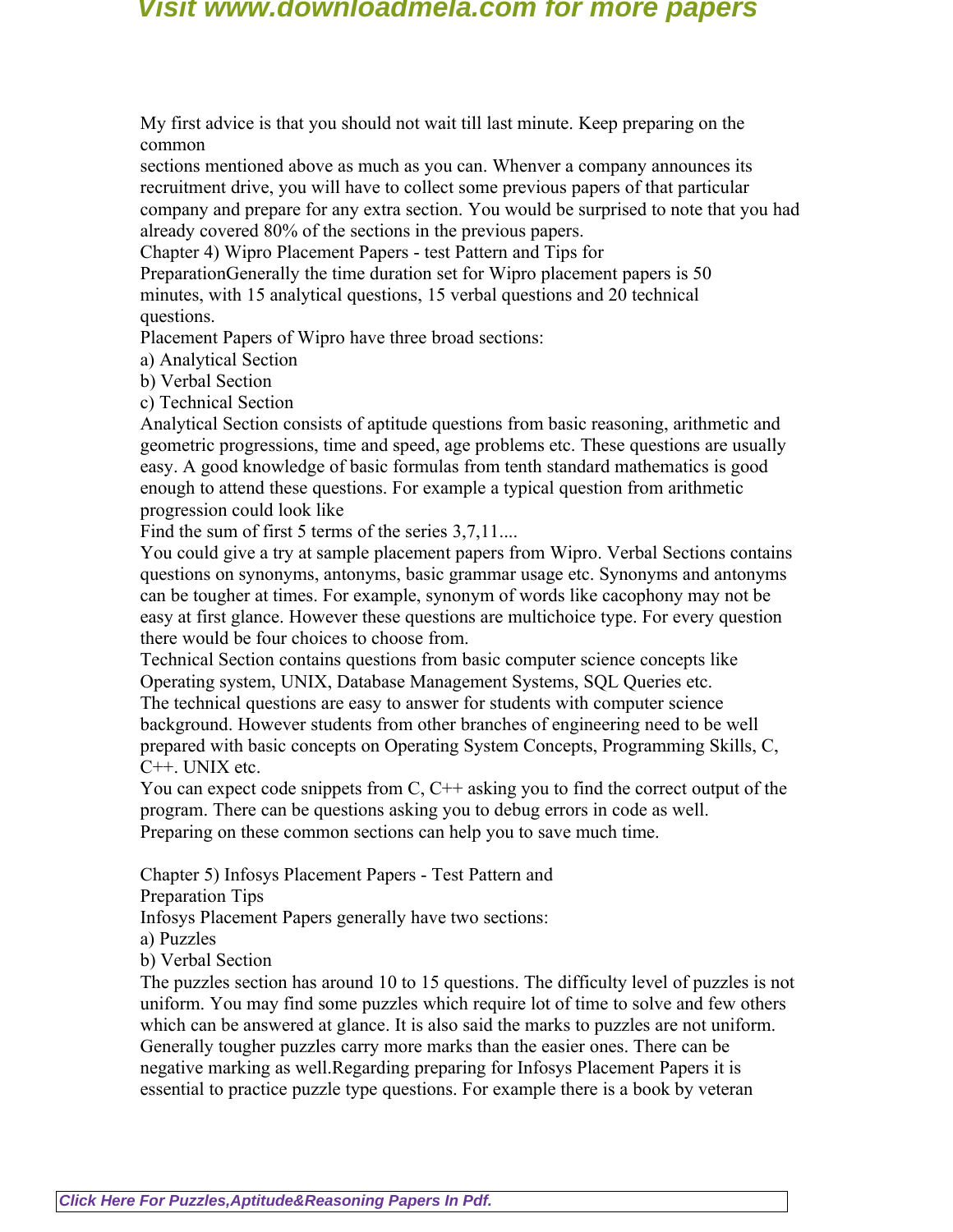My first advice is that you should not wait till last minute. Keep preparing on the common
sections mentioned above as much as you can. Whenver a company announces its recruitment drive, you will have to collect some previous papers of that particular company and prepare for any extra section. You would be surprised to note that you had already covered 80% of the sections in the previous papers.

## Chapter 4) Wipro Placement Papers - test Pattern and Tips for Preparation

Generally the time duration set for Wipro placement papers is 50 minutes, with 15 analytical questions, 15 verbal questions and 20 technical questions.

Placement Papers of Wipro have three broad sections:

a) Analytical Section
b) Verbal Section
c) Technical Section

Analytical Section consists of aptitude questions from basic reasoning, arithmetic and geometric progressions, time and speed, age problems etc. These questions are usually easy. A good knowledge of basic formulas from tenth standard mathematics is good enough to attend these questions. For example a typical question from arithmetic progression could look like

Find the sum of first 5 terms of the series 3,7,11....

You could give a try at sample placement papers from Wipro. Verbal Sections contains questions on synonyms, antonyms, basic grammar usage etc. Synonyms and antonyms can be tougher at times. For example, synonym of words like cacophony may not be easy at first glance. However these questions are multichoice type. For every question there would be four choices to choose from.

Technical Section contains questions from basic computer science concepts like Operating system, UNIX, Database Management Systems, SQL Queries etc.

The technical questions are easy to answer for students with computer science background. However students from other branches of engineering need to be well prepared with basic concepts on Operating System Concepts, Programming Skills, C, C++. UNIX etc.

You can expect code snippets from C, C++ asking you to find the correct output of the program. There can be questions asking you to debug errors in code as well.

Preparing on these common sections can help you to save much time.

## Chapter 5) Infosys Placement Papers - Test Pattern and Preparation Tips

Infosys Placement Papers generally have two sections:

a) Puzzles
b) Verbal Section

The puzzles section has around 10 to 15 questions. The difficulty level of puzzles is not uniform. You may find some puzzles which require lot of time to solve and few others which can be answered at glance. It is also said the marks to puzzles are not uniform. Generally tougher puzzles carry more marks than the easier ones. There can be negative marking as well.Regarding preparing for Infosys Placement Papers it is essential to practice puzzle type questions. For example there is a book by veteran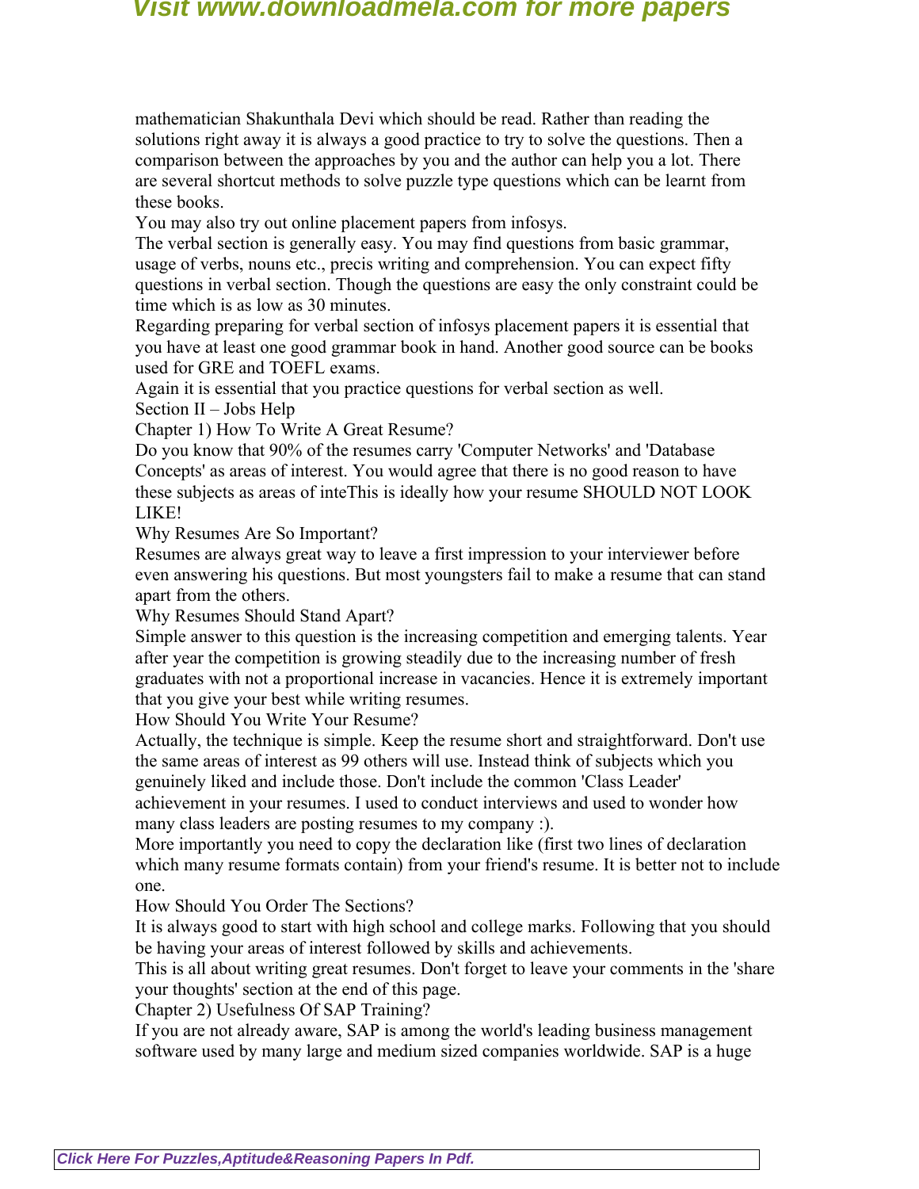mathematician Shakunthala Devi which should be read. Rather than reading the solutions right away it is always a good practice to try to solve the questions. Then a comparison between the approaches by you and the author can help you a lot. There are several shortcut methods to solve puzzle type questions which can be learnt from these books.

You may also try out online placement papers from infosys.

The verbal section is generally easy. You may find questions from basic grammar, usage of verbs, nouns etc., precis writing and comprehension. You can expect fifty questions in verbal section. Though the questions are easy the only constraint could be time which is as low as 30 minutes.

Regarding preparing for verbal section of infosys placement papers it is essential that you have at least one good grammar book in hand. Another good source can be books used for GRE and TOEFL exams.

Again it is essential that you practice questions for verbal section as well.

## Section II – Jobs Help

### Chapter 1) How To Write A Great Resume?

Do you know that 90% of the resumes carry 'Computer Networks' and 'Database Concepts' as areas of interest. You would agree that there is no good reason to have these subjects as areas of inteThis is ideally how your resume SHOULD NOT LOOK LIKE!

#### Why Resumes Are So Important?

Resumes are always great way to leave a first impression to your interviewer before even answering his questions. But most youngsters fail to make a resume that can stand apart from the others.

#### Why Resumes Should Stand Apart?

Simple answer to this question is the increasing competition and emerging talents. Year after year the competition is growing steadily due to the increasing number of fresh graduates with not a proportional increase in vacancies. Hence it is extremely important that you give your best while writing resumes.

#### How Should You Write Your Resume?

Actually, the technique is simple. Keep the resume short and straightforward. Don't use the same areas of interest as 99 others will use. Instead think of subjects which you genuinely liked and include those. Don't include the common 'Class Leader' achievement in your resumes. I used to conduct interviews and used to wonder how many class leaders are posting resumes to my company :).

More importantly you need to copy the declaration like (first two lines of declaration which many resume formats contain) from your friend's resume. It is better not to include one.

#### How Should You Order The Sections?

It is always good to start with high school and college marks. Following that you should be having your areas of interest followed by skills and achievements.

This is all about writing great resumes. Don't forget to leave your comments in the 'share your thoughts' section at the end of this page.

### Chapter 2) Usefulness Of SAP Training?

If you are not already aware, SAP is among the world's leading business management software used by many large and medium sized companies worldwide. SAP is a huge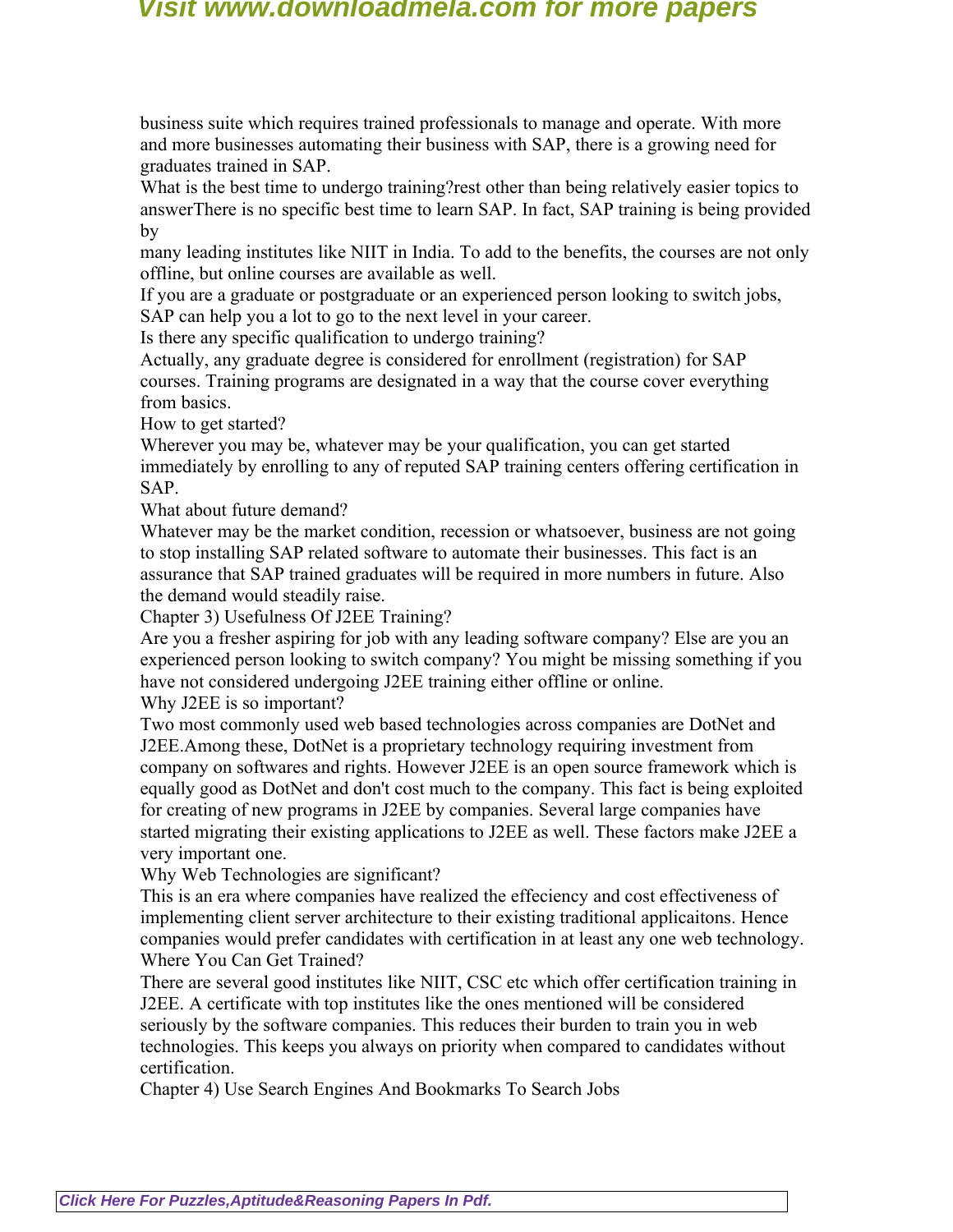business suite which requires trained professionals to manage and operate. With more and more businesses automating their business with SAP, there is a growing need for graduates trained in SAP.

What is the best time to undergo training?rest other than being relatively easier topics to answerThere is no specific best time to learn SAP. In fact, SAP training is being provided by many leading institutes like NIIT in India. To add to the benefits, the courses are not only offline, but online courses are available as well.

If you are a graduate or postgraduate or an experienced person looking to switch jobs, SAP can help you a lot to go to the next level in your career.

Is there any specific qualification to undergo training?

Actually, any graduate degree is considered for enrollment (registration) for SAP courses. Training programs are designated in a way that the course cover everything from basics.

How to get started?

Wherever you may be, whatever may be your qualification, you can get started immediately by enrolling to any of reputed SAP training centers offering certification in SAP.

What about future demand?

Whatever may be the market condition, recession or whatsoever, business are not going to stop installing SAP related software to automate their businesses. This fact is an assurance that SAP trained graduates will be required in more numbers in future. Also the demand would steadily raise.

## Chapter 3) Usefulness Of J2EE Training?

Are you a fresher aspiring for job with any leading software company? Else are you an experienced person looking to switch company? You might be missing something if you have not considered undergoing J2EE training either offline or online.

Why J2EE is so important?

Two most commonly used web based technologies across companies are DotNet and J2EE.Among these, DotNet is a proprietary technology requiring investment from company on softwares and rights. However J2EE is an open source framework which is equally good as DotNet and don't cost much to the company. This fact is being exploited for creating of new programs in J2EE by companies. Several large companies have started migrating their existing applications to J2EE as well. These factors make J2EE a very important one.

Why Web Technologies are significant?

This is an era where companies have realized the effeciency and cost effectiveness of implementing client server architecture to their existing traditional applicaitons. Hence companies would prefer candidates with certification in at least any one web technology.

Where You Can Get Trained?

There are several good institutes like NIIT, CSC etc which offer certification training in J2EE. A certificate with top institutes like the ones mentioned will be considered seriously by the software companies. This reduces their burden to train you in web technologies. This keeps you always on priority when compared to candidates without certification.

## Chapter 4) Use Search Engines And Bookmarks To Search Jobs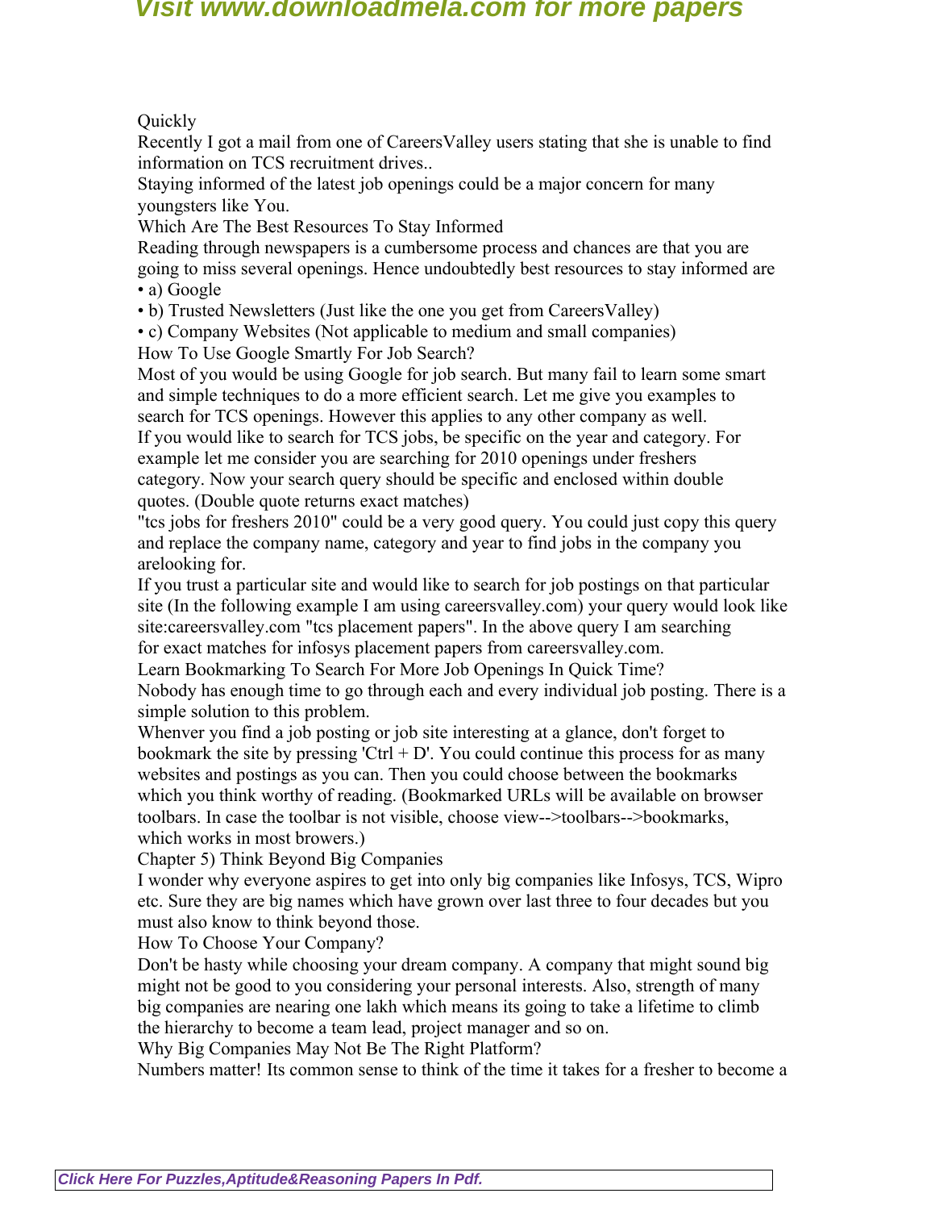Quickly

Recently I got a mail from one of CareersValley users stating that she is unable to find information on TCS recruitment drives..

Staying informed of the latest job openings could be a major concern for many youngsters like You.

## Which Are The Best Resources To Stay Informed

Reading through newspapers is a cumbersome process and chances are that you are going to miss several openings. Hence undoubtedly best resources to stay informed are

- a) Google
- b) Trusted Newsletters (Just like the one you get from CareersValley)
- c) Company Websites (Not applicable to medium and small companies)

## How To Use Google Smartly For Job Search?

Most of you would be using Google for job search. But many fail to learn some smart and simple techniques to do a more efficient search. Let me give you examples to search for TCS openings. However this applies to any other company as well.

If you would like to search for TCS jobs, be specific on the year and category. For example let me consider you are searching for 2010 openings under freshers category. Now your search query should be specific and enclosed within double quotes. (Double quote returns exact matches)

"tcs jobs for freshers 2010" could be a very good query. You could just copy this query and replace the company name, category and year to find jobs in the company you arelooking for.

If you trust a particular site and would like to search for job postings on that particular site (In the following example I am using careersvalley.com) your query would look like site:careersvalley.com "tcs placement papers". In the above query I am searching for exact matches for infosys placement papers from careersvalley.com.

## Learn Bookmarking To Search For More Job Openings In Quick Time?

Nobody has enough time to go through each and every individual job posting. There is a simple solution to this problem.

Whenver you find a job posting or job site interesting at a glance, don't forget to bookmark the site by pressing 'Ctrl + D'. You could continue this process for as many websites and postings as you can. Then you could choose between the bookmarks which you think worthy of reading. (Bookmarked URLs will be available on browser toolbars. In case the toolbar is not visible, choose view-->toolbars-->bookmarks, which works in most browers.)

# Chapter 5) Think Beyond Big Companies

I wonder why everyone aspires to get into only big companies like Infosys, TCS, Wipro etc. Sure they are big names which have grown over last three to four decades but you must also know to think beyond those.

## How To Choose Your Company?

Don't be hasty while choosing your dream company. A company that might sound big might not be good to you considering your personal interests. Also, strength of many big companies are nearing one lakh which means its going to take a lifetime to climb the hierarchy to become a team lead, project manager and so on.

## Why Big Companies May Not Be The Right Platform?

Numbers matter! Its common sense to think of the time it takes for a fresher to become a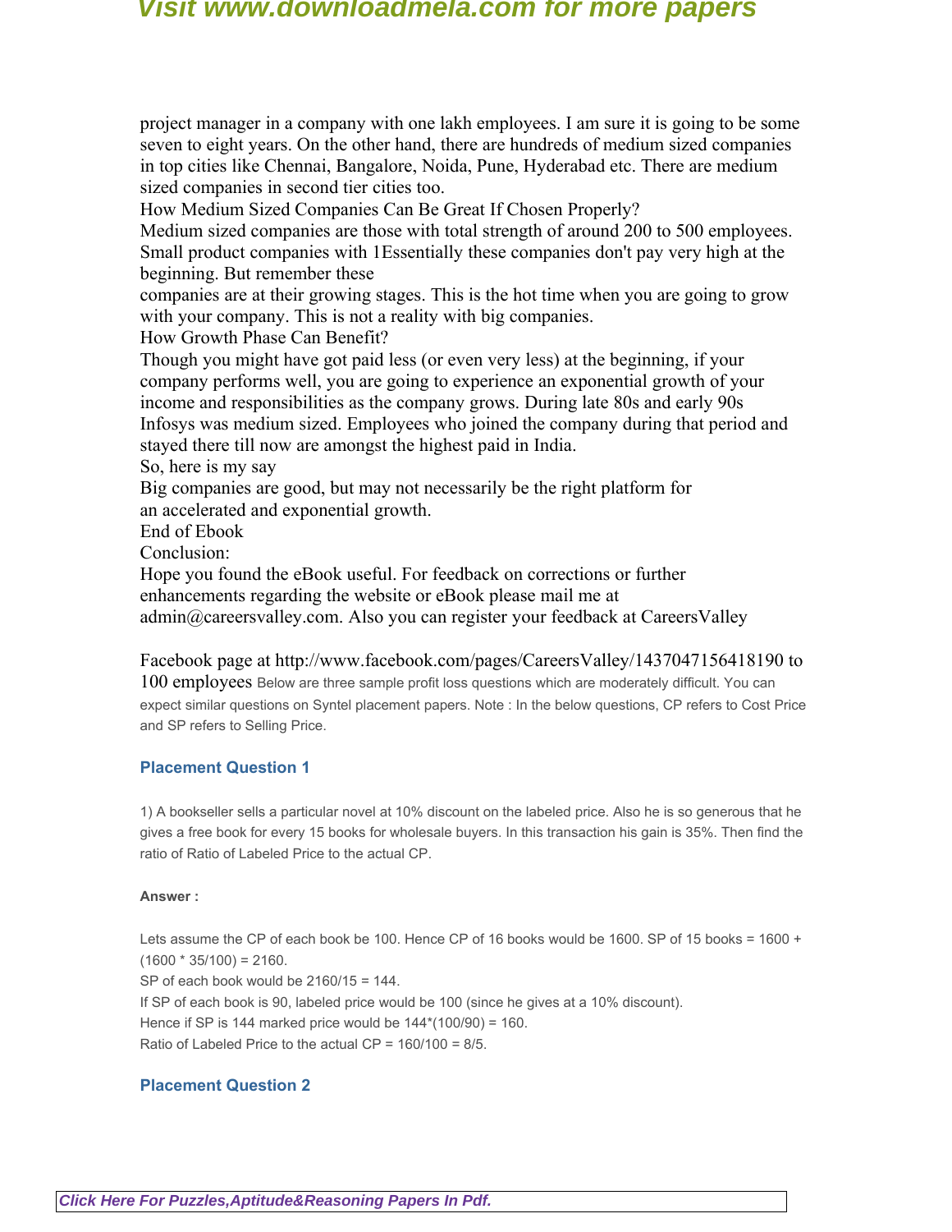project manager in a company with one lakh employees. I am sure it is going to be some seven to eight years. On the other hand, there are hundreds of medium sized companies in top cities like Chennai, Bangalore, Noida, Pune, Hyderabad etc. There are medium sized companies in second tier cities too.

How Medium Sized Companies Can Be Great If Chosen Properly?

Medium sized companies are those with total strength of around 200 to 500 employees. Small product companies with 1Essentially these companies don't pay very high at the beginning. But remember these companies are at their growing stages. This is the hot time when you are going to grow with your company. This is not a reality with big companies.

How Growth Phase Can Benefit?

Though you might have got paid less (or even very less) at the beginning, if your company performs well, you are going to experience an exponential growth of your income and responsibilities as the company grows. During late 80s and early 90s Infosys was medium sized. Employees who joined the company during that period and stayed there till now are amongst the highest paid in India.

So, here is my say

Big companies are good, but may not necessarily be the right platform for an accelerated and exponential growth.

End of Ebook

Conclusion:

Hope you found the eBook useful. For feedback on corrections or further enhancements regarding the website or eBook please mail me at admin@careersvalley.com. Also you can register your feedback at CareersValley

Facebook page at http://www.facebook.com/pages/CareersValley/1437047156418190 to 100 employees Below are three sample profit loss questions which are moderately difficult. You can expect similar questions on Syntel placement papers. Note : In the below questions, CP refers to Cost Price and SP refers to Selling Price.

### Placement Question 1

1) A bookseller sells a particular novel at 10% discount on the labeled price. Also he is so generous that he gives a free book for every 15 books for wholesale buyers. In this transaction his gain is 35%. Then find the ratio of Ratio of Labeled Price to the actual CP.

**Answer :**

Lets assume the CP of each book be 100. Hence CP of 16 books would be 1600. SP of 15 books = 1600 + (1600 * 35/100) = 2160.

SP of each book would be 2160/15 = 144.

If SP of each book is 90, labeled price would be 100 (since he gives at a 10% discount).

Hence if SP is 144 marked price would be 144*(100/90) = 160.

Ratio of Labeled Price to the actual CP = 160/100 = 8/5.

### Placement Question 2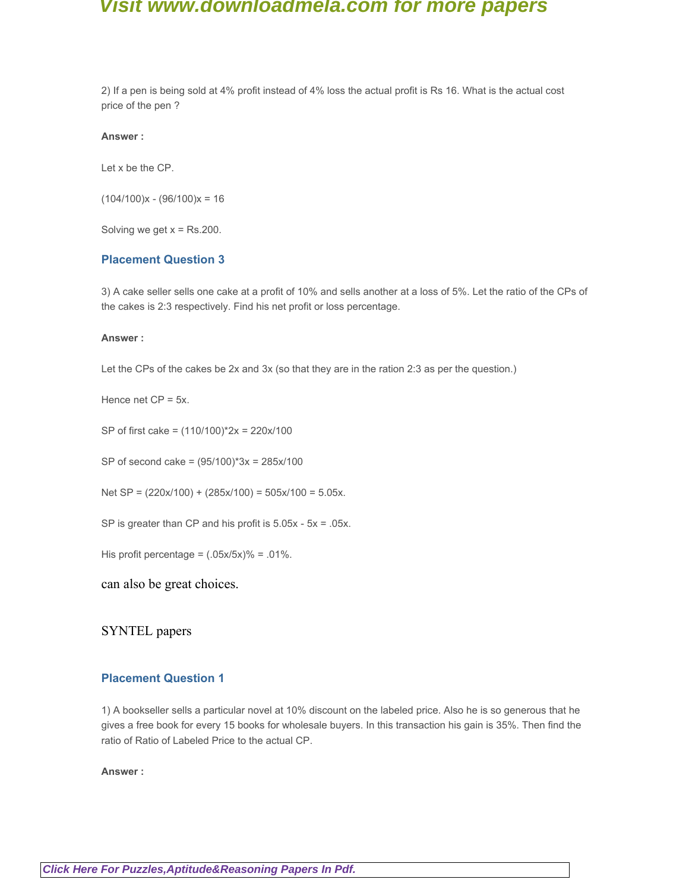2) If a pen is being sold at 4% profit instead of 4% loss the actual profit is Rs 16. What is the actual cost price of the pen ?

**Answer :**

Let x be the CP.

$(104/100)x - (96/100)x = 16$

Solving we get x = Rs.200.

### Placement Question 3

3) A cake seller sells one cake at a profit of 10% and sells another at a loss of 5%. Let the ratio of the CPs of the cakes is 2:3 respectively. Find his net profit or loss percentage.

**Answer :**

Let the CPs of the cakes be 2x and 3x (so that they are in the ration 2:3 as per the question.)

Hence net CP = 5x.

SP of first cake = $(110/100)*2x = 220x/100$

SP of second cake = $(95/100)*3x = 285x/100$

Net SP = $(220x/100) + (285x/100) = 505x/100 = 5.05x$.

SP is greater than CP and his profit is $5.05x - 5x = .05x$.

His profit percentage = $(.05x/5x)\% = .01\%$.

can also be great choices.

SYNTEL papers

### Placement Question 1

1) A bookseller sells a particular novel at 10% discount on the labeled price. Also he is so generous that he gives a free book for every 15 books for wholesale buyers. In this transaction his gain is 35%. Then find the ratio of Ratio of Labeled Price to the actual CP.

**Answer :**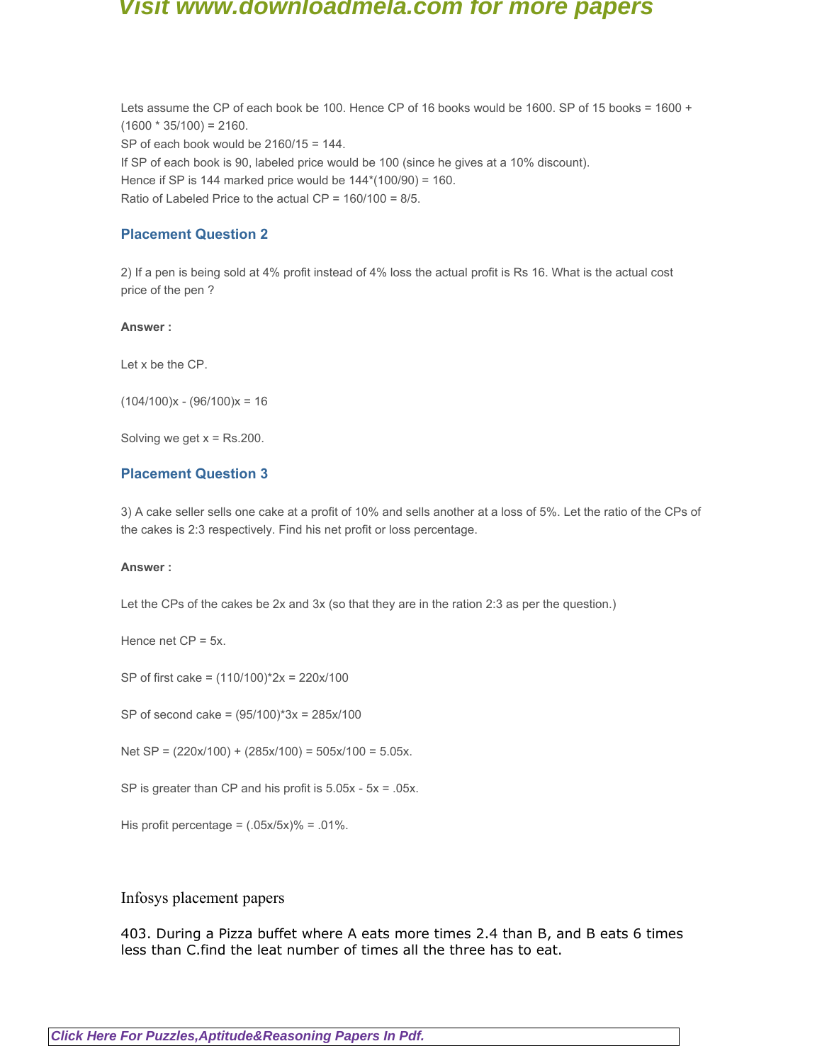Lets assume the CP of each book be 100. Hence CP of 16 books would be 1600. SP of 15 books = 1600 + (1600 * 35/100) = 2160.

SP of each book would be 2160/15 = 144.

If SP of each book is 90, labeled price would be 100 (since he gives at a 10% discount).

Hence if SP is 144 marked price would be 144*(100/90) = 160.

Ratio of Labeled Price to the actual CP = 160/100 = 8/5.

### Placement Question 2

2) If a pen is being sold at 4% profit instead of 4% loss the actual profit is Rs 16. What is the actual cost price of the pen ?

**Answer :**

Let x be the CP.

$(104/100)x - (96/100)x = 16$

Solving we get x = Rs.200.

### Placement Question 3

3) A cake seller sells one cake at a profit of 10% and sells another at a loss of 5%. Let the ratio of the CPs of the cakes is 2:3 respectively. Find his net profit or loss percentage.

**Answer :**

Let the CPs of the cakes be 2x and 3x (so that they are in the ration 2:3 as per the question.)

Hence net CP = 5x.

SP of first cake = (110/100)*2x = 220x/100

SP of second cake = (95/100)*3x = 285x/100

Net SP = (220x/100) + (285x/100) = 505x/100 = 5.05x.

SP is greater than CP and his profit is 5.05x - 5x = .05x.

His profit percentage = (.05x/5x)% = .01%.

Infosys placement papers

403. During a Pizza buffet where A eats more times 2.4 than B, and B eats 6 times less than C.find the leat number of times all the three has to eat.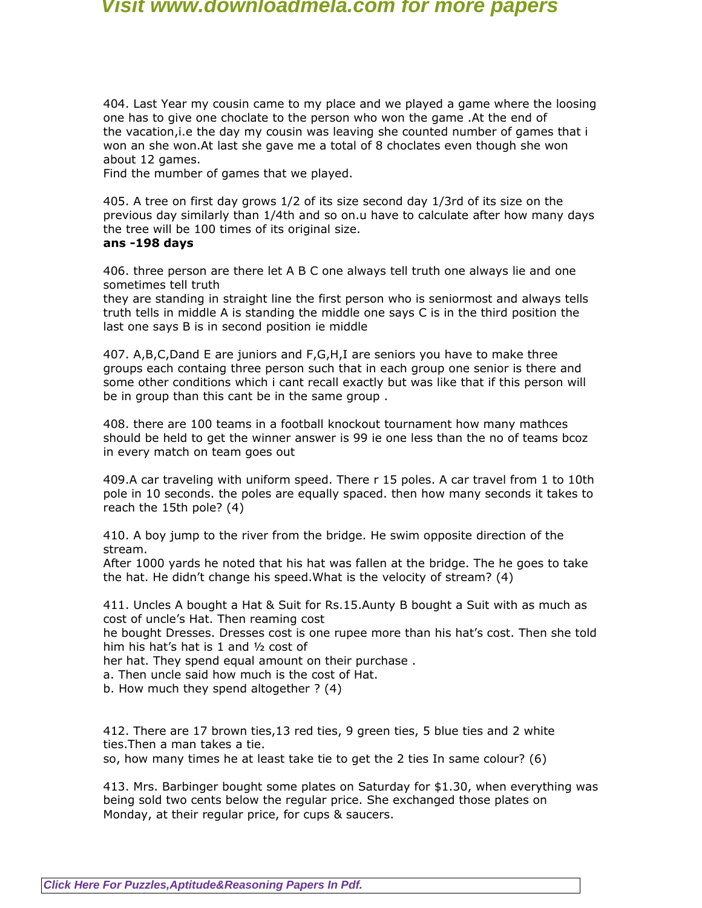404. Last Year my cousin came to my place and we played a game where the loosing one has to give one choclate to the person who won the game .At the end of the vacation,i.e the day my cousin was leaving she counted number of games that i won an she won.At last she gave me a total of 8 choclates even though she won about 12 games.
Find the mumber of games that we played.

405. A tree on first day grows 1/2 of its size second day 1/3rd of its size on the previous day similarly than 1/4th and so on.u have to calculate after how many days the tree will be 100 times of its original size.
**ans -198 days**

406. three person are there let A B C one always tell truth one always lie and one sometimes tell truth
they are standing in straight line the first person who is seniormost and always tells truth tells in middle A is standing the middle one says C is in the third position the last one says B is in second position ie middle

407. A,B,C,Dand E are juniors and F,G,H,I are seniors you have to make three groups each containg three person such that in each group one senior is there and some other conditions which i cant recall exactly but was like that if this person will be in group than this cant be in the same group .

408. there are 100 teams in a football knockout tournament how many mathces should be held to get the winner answer is 99 ie one less than the no of teams bcoz in every match on team goes out

409.A car traveling with uniform speed. There r 15 poles. A car travel from 1 to 10th pole in 10 seconds. the poles are equally spaced. then how many seconds it takes to reach the 15th pole? (4)

410. A boy jump to the river from the bridge. He swim opposite direction of the stream.
After 1000 yards he noted that his hat was fallen at the bridge. The he goes to take the hat. He didn't change his speed.What is the velocity of stream? (4)

411. Uncles A bought a Hat & Suit for Rs.15.Aunty B bought a Suit with as much as cost of uncle's Hat. Then reaming cost
he bought Dresses. Dresses cost is one rupee more than his hat's cost. Then she told him his hat's hat is 1 and ½ cost of
her hat. They spend equal amount on their purchase .
a. Then uncle said how much is the cost of Hat.
b. How much they spend altogether ? (4)

412. There are 17 brown ties,13 red ties, 9 green ties, 5 blue ties and 2 white ties.Then a man takes a tie.
so, how many times he at least take tie to get the 2 ties In same colour? (6)

413. Mrs. Barbinger bought some plates on Saturday for $1.30, when everything was being sold two cents below the regular price. She exchanged those plates on Monday, at their regular price, for cups & saucers.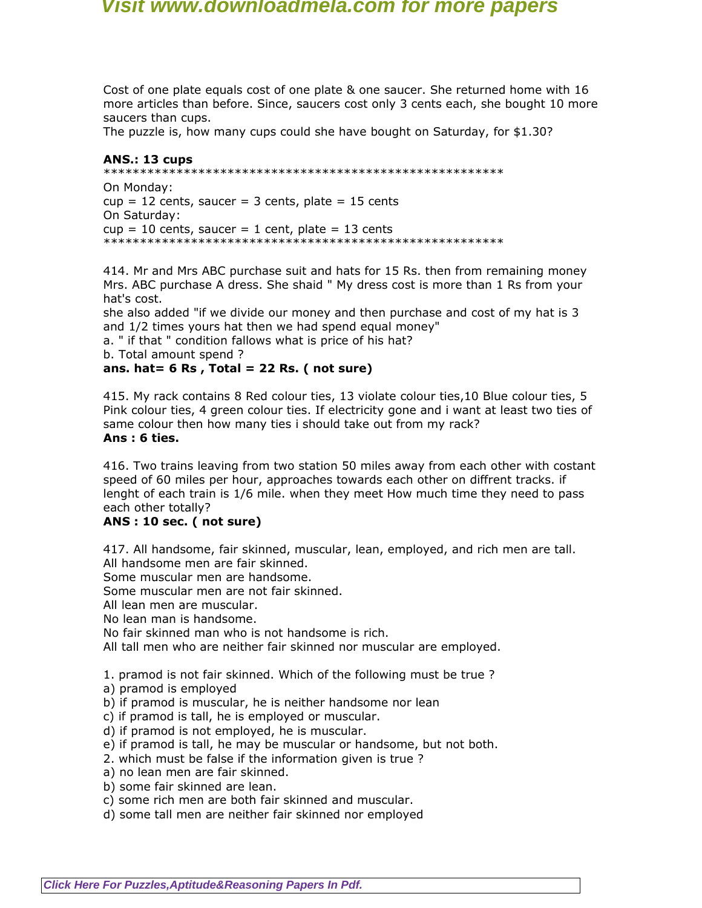Cost of one plate equals cost of one plate & one saucer. She returned home with 16 more articles than before. Since, saucers cost only 3 cents each, she bought 10 more saucers than cups.
The puzzle is, how many cups could she have bought on Saturday, for $1.30?

**ANS.: 13 cups**
*******************************************************
On Monday:
cup = 12 cents, saucer = 3 cents, plate = 15 cents
On Saturday:
cup = 10 cents, saucer = 1 cent, plate = 13 cents
*******************************************************

414. Mr and Mrs ABC purchase suit and hats for 15 Rs. then from remaining money Mrs. ABC purchase A dress. She shaid " My dress cost is more than 1 Rs from your hat's cost.
she also added "if we divide our money and then purchase and cost of my hat is 3 and 1/2 times yours hat then we had spend equal money"
a. " if that " condition fallows what is price of his hat?
b. Total amount spend ?
**ans. hat= 6 Rs , Total = 22 Rs. ( not sure)**

415. My rack contains 8 Red colour ties, 13 violate colour ties,10 Blue colour ties, 5 Pink colour ties, 4 green colour ties. If electricity gone and i want at least two ties of same colour then how many ties i should take out from my rack?
**Ans : 6 ties.**

416. Two trains leaving from two station 50 miles away from each other with costant speed of 60 miles per hour, approaches towards each other on diffrent tracks. if lenght of each train is 1/6 mile. when they meet How much time they need to pass each other totally?
**ANS : 10 sec. ( not sure)**

417. All handsome, fair skinned, muscular, lean, employed, and rich men are tall.
All handsome men are fair skinned.
Some muscular men are handsome.
Some muscular men are not fair skinned.
All lean men are muscular.
No lean man is handsome.
No fair skinned man who is not handsome is rich.
All tall men who are neither fair skinned nor muscular are employed.

1. pramod is not fair skinned. Which of the following must be true ?
a) pramod is employed
b) if pramod is muscular, he is neither handsome nor lean
c) if pramod is tall, he is employed or muscular.
d) if pramod is not employed, he is muscular.
e) if pramod is tall, he may be muscular or handsome, but not both.
2. which must be false if the information given is true ?
a) no lean men are fair skinned.
b) some fair skinned are lean.
c) some rich men are both fair skinned and muscular.
d) some tall men are neither fair skinned nor employed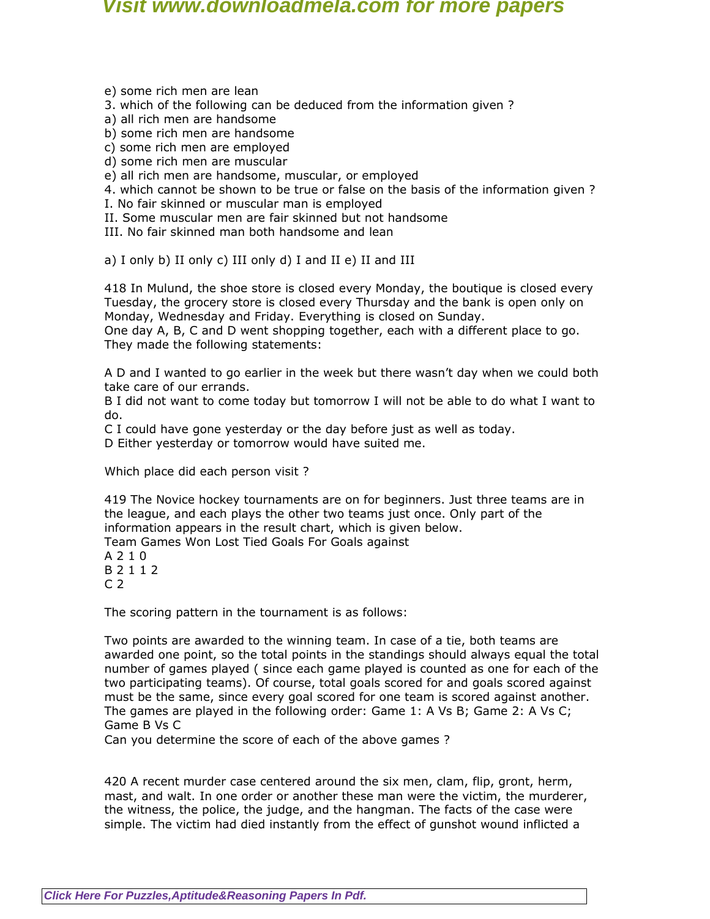e) some rich men are lean

3. which of the following can be deduced from the information given ?

a) all rich men are handsome
b) some rich men are handsome
c) some rich men are employed
d) some rich men are muscular
e) all rich men are handsome, muscular, or employed

4. which cannot be shown to be true or false on the basis of the information given ?

I. No fair skinned or muscular man is employed
II. Some muscular men are fair skinned but not handsome
III. No fair skinned man both handsome and lean

a) I only b) II only c) III only d) I and II e) II and III

418 In Mulund, the shoe store is closed every Monday, the boutique is closed every Tuesday, the grocery store is closed every Thursday and the bank is open only on Monday, Wednesday and Friday. Everything is closed on Sunday.
One day A, B, C and D went shopping together, each with a different place to go. They made the following statements:

A D and I wanted to go earlier in the week but there wasn't day when we could both take care of our errands.
B I did not want to come today but tomorrow I will not be able to do what I want to do.
C I could have gone yesterday or the day before just as well as today.
D Either yesterday or tomorrow would have suited me.

Which place did each person visit ?

419 The Novice hockey tournaments are on for beginners. Just three teams are in the league, and each plays the other two teams just once. Only part of the information appears in the result chart, which is given below.

Team Games Won Lost Tied Goals For Goals against
A 2 1 0
B 2 1 1 2
C 2

The scoring pattern in the tournament is as follows:

Two points are awarded to the winning team. In case of a tie, both teams are awarded one point, so the total points in the standings should always equal the total number of games played ( since each game played is counted as one for each of the two participating teams). Of course, total goals scored for and goals scored against must be the same, since every goal scored for one team is scored against another.
The games are played in the following order: Game 1: A Vs B; Game 2: A Vs C; Game B Vs C
Can you determine the score of each of the above games ?

420 A recent murder case centered around the six men, clam, flip, gront, herm, mast, and walt. In one order or another these man were the victim, the murderer, the witness, the police, the judge, and the hangman. The facts of the case were simple. The victim had died instantly from the effect of gunshot wound inflicted a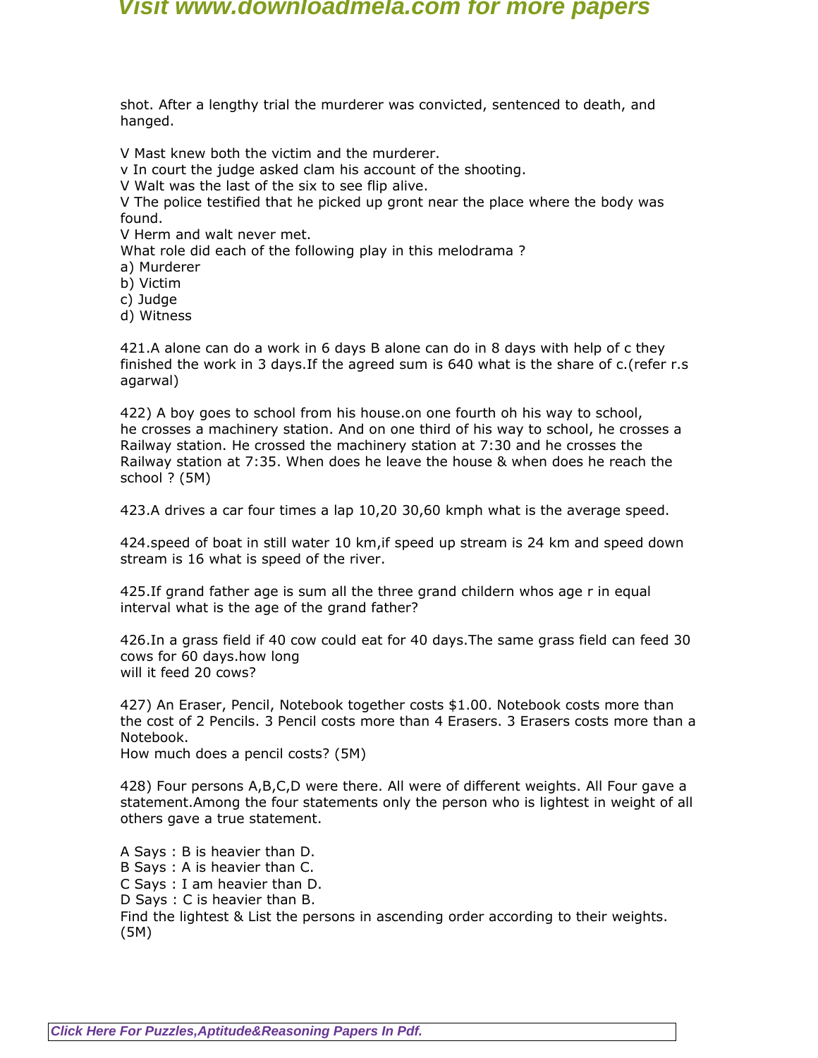shot. After a lengthy trial the murderer was convicted, sentenced to death, and hanged.

V Mast knew both the victim and the murderer.
v In court the judge asked clam his account of the shooting.
V Walt was the last of the six to see flip alive.
V The police testified that he picked up gront near the place where the body was found.
V Herm and walt never met.
What role did each of the following play in this melodrama ?
a) Murderer
b) Victim
c) Judge
d) Witness

421.A alone can do a work in 6 days B alone can do in 8 days with help of c they finished the work in 3 days.If the agreed sum is 640 what is the share of c.(refer r.s agarwal)

422) A boy goes to school from his house.on one fourth oh his way to school, he crosses a machinery station. And on one third of his way to school, he crosses a Railway station. He crossed the machinery station at 7:30 and he crosses the Railway station at 7:35. When does he leave the house & when does he reach the school ? (5M)

423.A drives a car four times a lap 10,20 30,60 kmph what is the average speed.

424.speed of boat in still water 10 km,if speed up stream is 24 km and speed down stream is 16 what is speed of the river.

425.If grand father age is sum all the three grand childern whos age r in equal interval what is the age of the grand father?

426.In a grass field if 40 cow could eat for 40 days.The same grass field can feed 30 cows for 60 days.how long
will it feed 20 cows?

427) An Eraser, Pencil, Notebook together costs $1.00. Notebook costs more than the cost of 2 Pencils. 3 Pencil costs more than 4 Erasers. 3 Erasers costs more than a Notebook.
How much does a pencil costs? (5M)

428) Four persons A,B,C,D were there. All were of different weights. All Four gave a statement.Among the four statements only the person who is lightest in weight of all others gave a true statement.

A Says : B is heavier than D.
B Says : A is heavier than C.
C Says : I am heavier than D.
D Says : C is heavier than B.
Find the lightest & List the persons in ascending order according to their weights. (5M)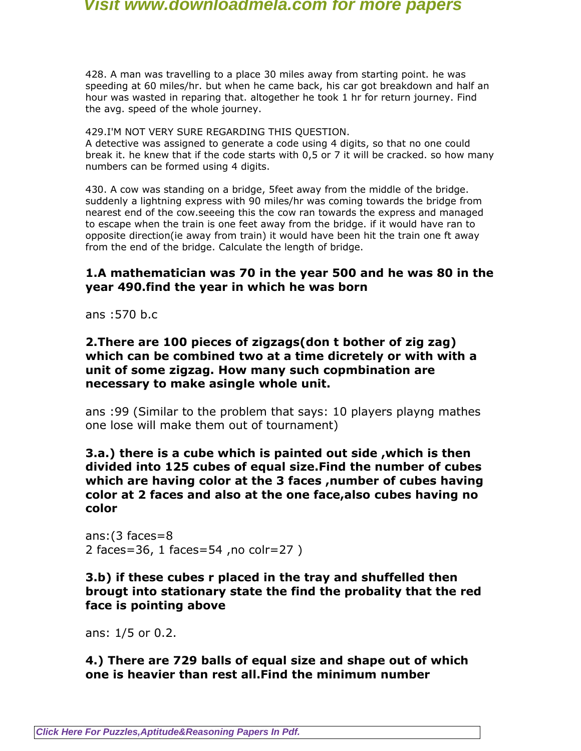428. A man was travelling to a place 30 miles away from starting point. he was speeding at 60 miles/hr. but when he came back, his car got breakdown and half an hour was wasted in reparing that. altogether he took 1 hr for return journey. Find the avg. speed of the whole journey.

429.I'M NOT VERY SURE REGARDING THIS QUESTION.
A detective was assigned to generate a code using 4 digits, so that no one could break it. he knew that if the code starts with 0,5 or 7 it will be cracked. so how many numbers can be formed using 4 digits.

430. A cow was standing on a bridge, 5feet away from the middle of the bridge. suddenly a lightning express with 90 miles/hr was coming towards the bridge from nearest end of the cow.seeeing this the cow ran towards the express and managed to escape when the train is one feet away from the bridge. if it would have ran to opposite direction(ie away from train) it would have been hit the train one ft away from the end of the bridge. Calculate the length of bridge.

**1.A mathematician was 70 in the year 500 and he was 80 in the year 490.find the year in which he was born**

ans :570 b.c

**2.There are 100 pieces of zigzags(don t bother of zig zag) which can be combined two at a time dicretely or with with a unit of some zigzag. How many such copmbination are necessary to make asingle whole unit.**

ans :99 (Similar to the problem that says: 10 players playng mathes one lose will make them out of tournament)

**3.a.) there is a cube which is painted out side ,which is then divided into 125 cubes of equal size.Find the number of cubes which are having color at the 3 faces ,number of cubes having color at 2 faces and also at the one face,also cubes having no color**

ans:(3 faces=8
2 faces=36, 1 faces=54 ,no colr=27 )

**3.b) if these cubes r placed in the tray and shuffelled then brougt into stationary state the find the probality that the red face is pointing above**

ans: 1/5 or 0.2.

**4.) There are 729 balls of equal size and shape out of which one is heavier than rest all.Find the minimum number**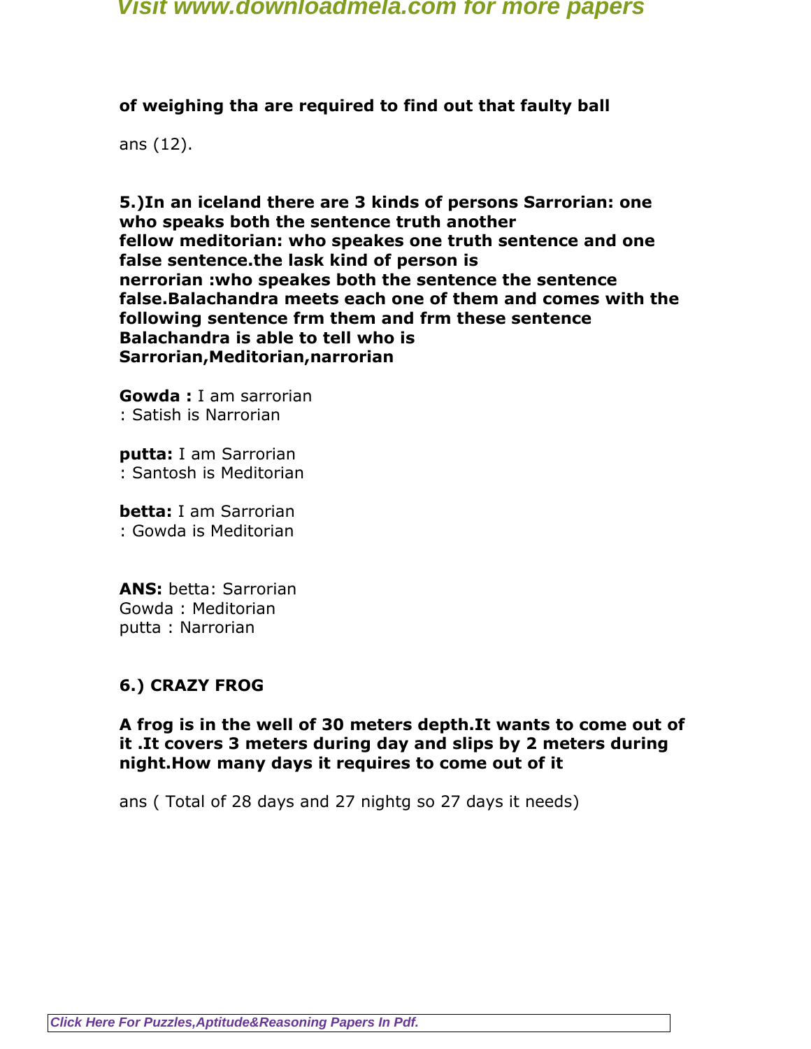**of weighing tha are required to find out that faulty ball**

ans (12).

**5.)In an iceland there are 3 kinds of persons Sarrorian: one who speaks both the sentence truth another fellow meditorian: who speakes one truth sentence and one false sentence.the lask kind of person is nerrorian :who speakes both the sentence the sentence false.Balachandra meets each one of them and comes with the following sentence frm them and frm these sentence Balachandra is able to tell who is Sarrorian,Meditorian,narrorian**

**Gowda :** I am sarrorian
: Satish is Narrorian

**putta:** I am Sarrorian
: Santosh is Meditorian

**betta:** I am Sarrorian
: Gowda is Meditorian

**ANS:** betta: Sarrorian
Gowda : Meditorian
putta : Narrorian

**6.) CRAZY FROG**

**A frog is in the well of 30 meters depth.It wants to come out of it .It covers 3 meters during day and slips by 2 meters during night.How many days it requires to come out of it**

ans ( Total of 28 days and 27 nightg so 27 days it needs)